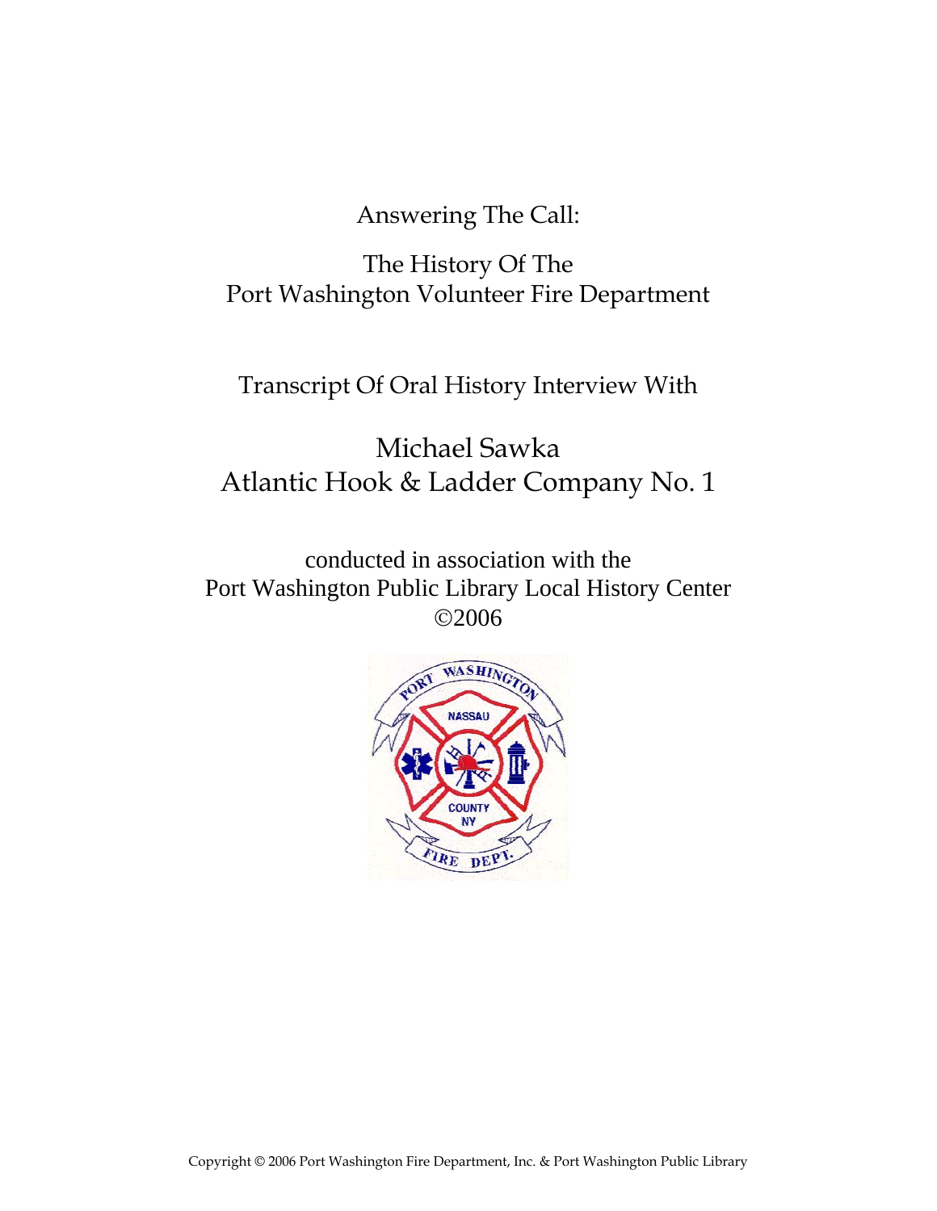Answering The Call:

The History Of The
Port Washington Volunteer Fire Department

Transcript Of Oral History Interview With

# Michael Sawka
# Atlantic Hook & Ladder Company No. 1

conducted in association with the
Port Washington Public Library Local History Center
©2006

Copyright © 2006 Port Washington Fire Department, Inc. & Port Washington Public Library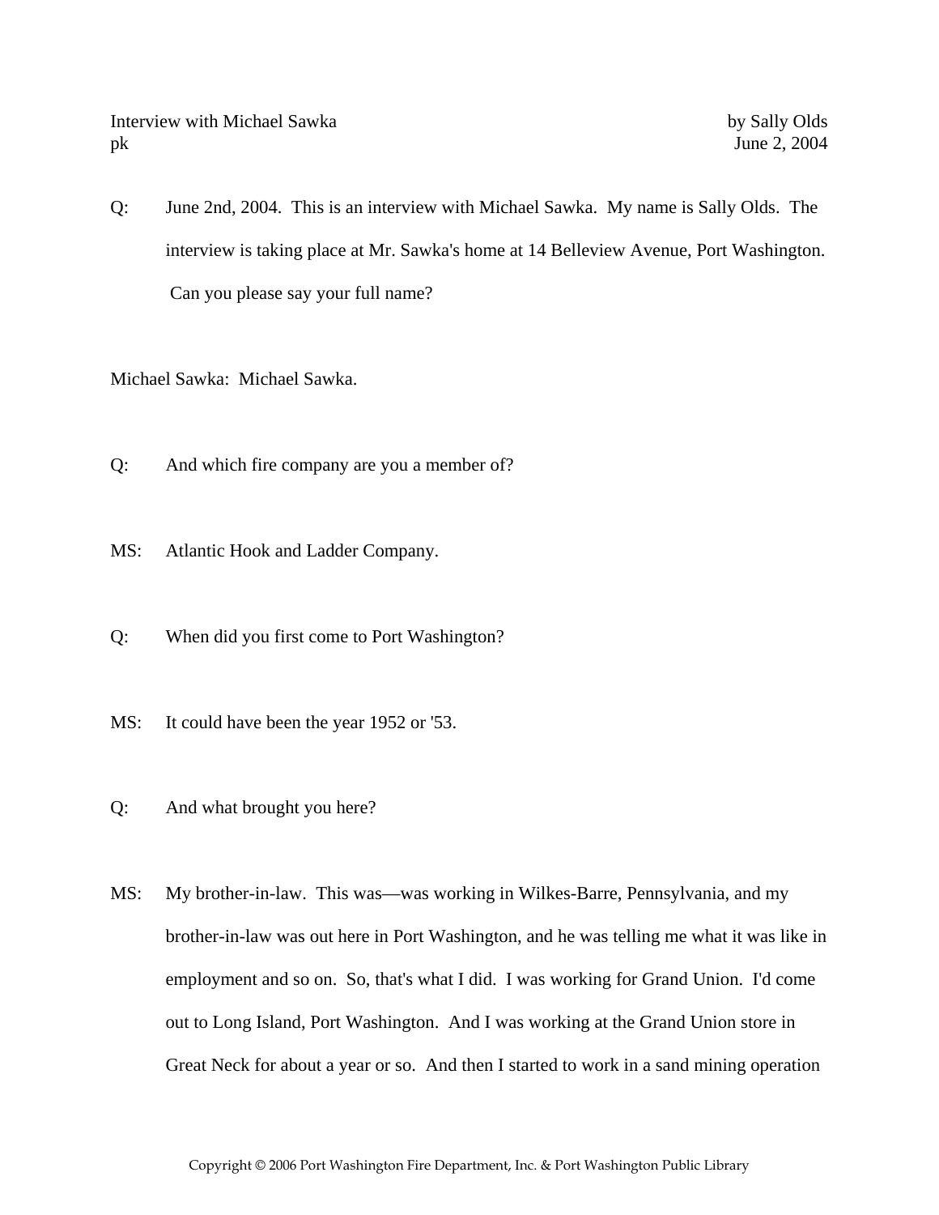Interview with Michael Sawka — by Sally Olds
pk — June 2, 2004

Q: June 2nd, 2004. This is an interview with Michael Sawka. My name is Sally Olds. The interview is taking place at Mr. Sawka's home at 14 Belleview Avenue, Port Washington. Can you please say your full name?

Michael Sawka: Michael Sawka.

Q: And which fire company are you a member of?

MS: Atlantic Hook and Ladder Company.

Q: When did you first come to Port Washington?

MS: It could have been the year 1952 or '53.

Q: And what brought you here?

MS: My brother-in-law. This was—was working in Wilkes-Barre, Pennsylvania, and my brother-in-law was out here in Port Washington, and he was telling me what it was like in employment and so on. So, that's what I did. I was working for Grand Union. I'd come out to Long Island, Port Washington. And I was working at the Grand Union store in Great Neck for about a year or so. And then I started to work in a sand mining operation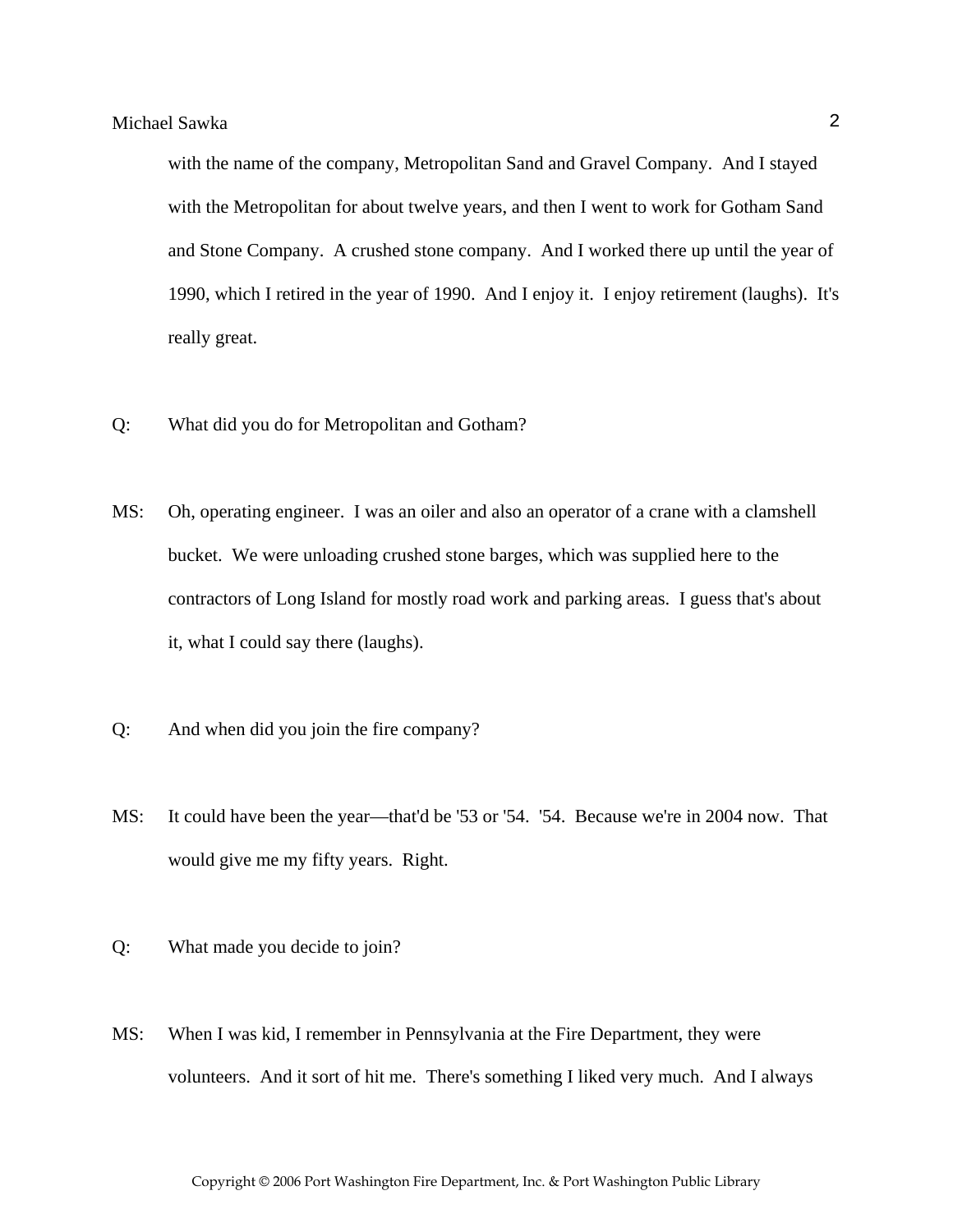with the name of the company, Metropolitan Sand and Gravel Company. And I stayed with the Metropolitan for about twelve years, and then I went to work for Gotham Sand and Stone Company. A crushed stone company. And I worked there up until the year of 1990, which I retired in the year of 1990. And I enjoy it. I enjoy retirement (laughs). It's really great.

Q: What did you do for Metropolitan and Gotham?

MS: Oh, operating engineer. I was an oiler and also an operator of a crane with a clamshell bucket. We were unloading crushed stone barges, which was supplied here to the contractors of Long Island for mostly road work and parking areas. I guess that's about it, what I could say there (laughs).

Q: And when did you join the fire company?

MS: It could have been the year—that'd be '53 or '54. '54. Because we're in 2004 now. That would give me my fifty years. Right.

Q: What made you decide to join?

MS: When I was kid, I remember in Pennsylvania at the Fire Department, they were volunteers. And it sort of hit me. There's something I liked very much. And I always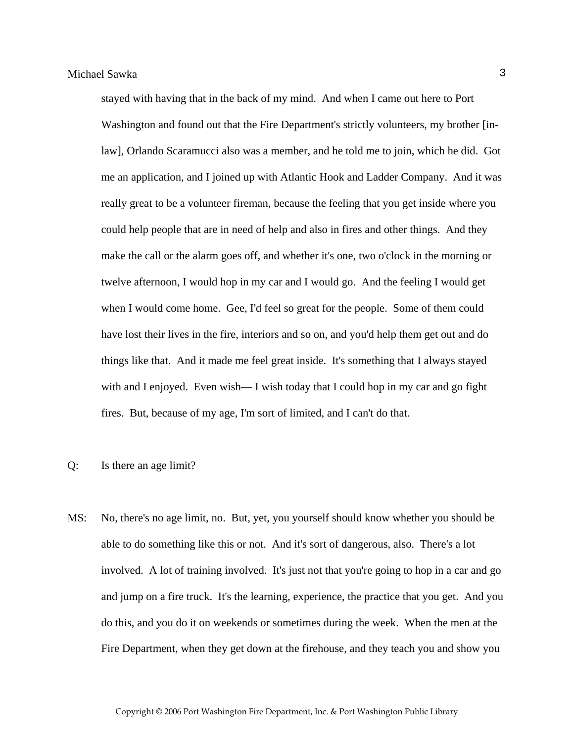stayed with having that in the back of my mind. And when I came out here to Port Washington and found out that the Fire Department's strictly volunteers, my brother [in-law], Orlando Scaramucci also was a member, and he told me to join, which he did. Got me an application, and I joined up with Atlantic Hook and Ladder Company. And it was really great to be a volunteer fireman, because the feeling that you get inside where you could help people that are in need of help and also in fires and other things. And they make the call or the alarm goes off, and whether it's one, two o'clock in the morning or twelve afternoon, I would hop in my car and I would go. And the feeling I would get when I would come home. Gee, I'd feel so great for the people. Some of them could have lost their lives in the fire, interiors and so on, and you'd help them get out and do things like that. And it made me feel great inside. It's something that I always stayed with and I enjoyed. Even wish— I wish today that I could hop in my car and go fight fires. But, because of my age, I'm sort of limited, and I can't do that.

Q: Is there an age limit?

MS: No, there's no age limit, no. But, yet, you yourself should know whether you should be able to do something like this or not. And it's sort of dangerous, also. There's a lot involved. A lot of training involved. It's just not that you're going to hop in a car and go and jump on a fire truck. It's the learning, experience, the practice that you get. And you do this, and you do it on weekends or sometimes during the week. When the men at the Fire Department, when they get down at the firehouse, and they teach you and show you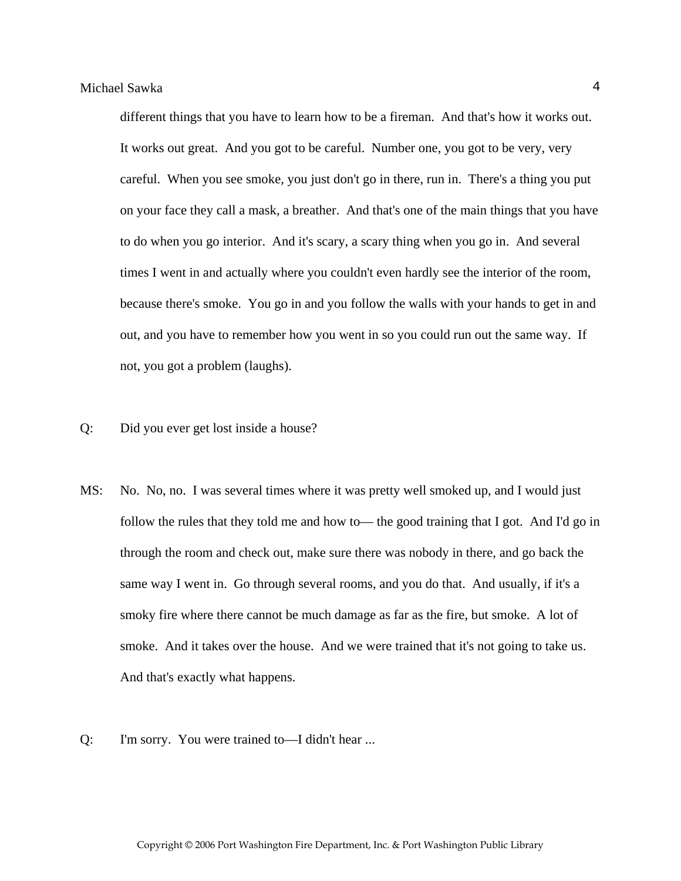different things that you have to learn how to be a fireman. And that's how it works out. It works out great. And you got to be careful. Number one, you got to be very, very careful. When you see smoke, you just don't go in there, run in. There's a thing you put on your face they call a mask, a breather. And that's one of the main things that you have to do when you go interior. And it's scary, a scary thing when you go in. And several times I went in and actually where you couldn't even hardly see the interior of the room, because there's smoke. You go in and you follow the walls with your hands to get in and out, and you have to remember how you went in so you could run out the same way. If not, you got a problem (laughs).

Q: Did you ever get lost inside a house?

MS: No. No, no. I was several times where it was pretty well smoked up, and I would just follow the rules that they told me and how to— the good training that I got. And I'd go in through the room and check out, make sure there was nobody in there, and go back the same way I went in. Go through several rooms, and you do that. And usually, if it's a smoky fire where there cannot be much damage as far as the fire, but smoke. A lot of smoke. And it takes over the house. And we were trained that it's not going to take us. And that's exactly what happens.

Q: I'm sorry. You were trained to—I didn't hear ...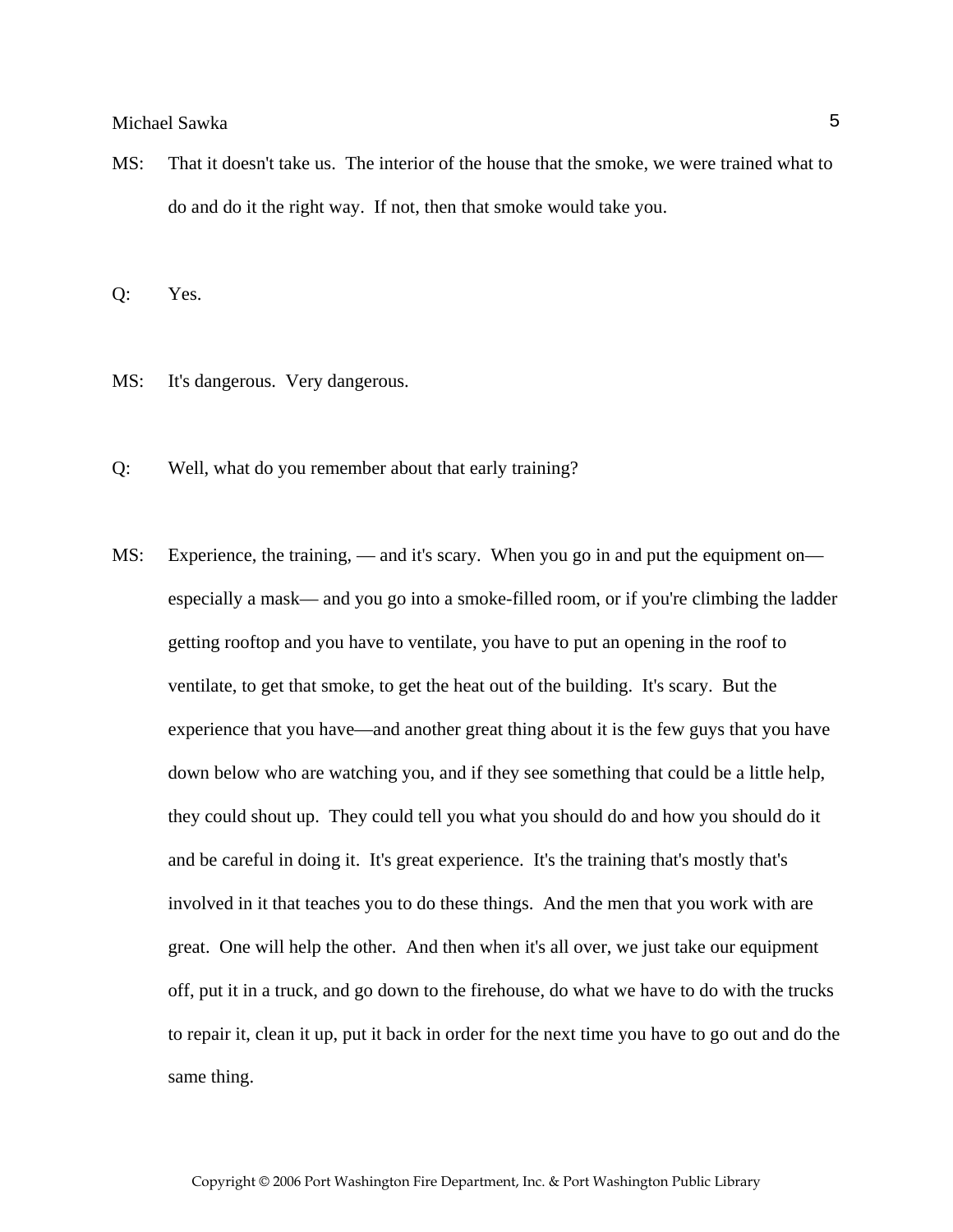MS: That it doesn't take us. The interior of the house that the smoke, we were trained what to do and do it the right way. If not, then that smoke would take you.

Q: Yes.

MS: It's dangerous. Very dangerous.

Q: Well, what do you remember about that early training?

MS: Experience, the training, — and it's scary. When you go in and put the equipment on—especially a mask— and you go into a smoke-filled room, or if you're climbing the ladder getting rooftop and you have to ventilate, you have to put an opening in the roof to ventilate, to get that smoke, to get the heat out of the building. It's scary. But the experience that you have—and another great thing about it is the few guys that you have down below who are watching you, and if they see something that could be a little help, they could shout up. They could tell you what you should do and how you should do it and be careful in doing it. It's great experience. It's the training that's mostly that's involved in it that teaches you to do these things. And the men that you work with are great. One will help the other. And then when it's all over, we just take our equipment off, put it in a truck, and go down to the firehouse, do what we have to do with the trucks to repair it, clean it up, put it back in order for the next time you have to go out and do the same thing.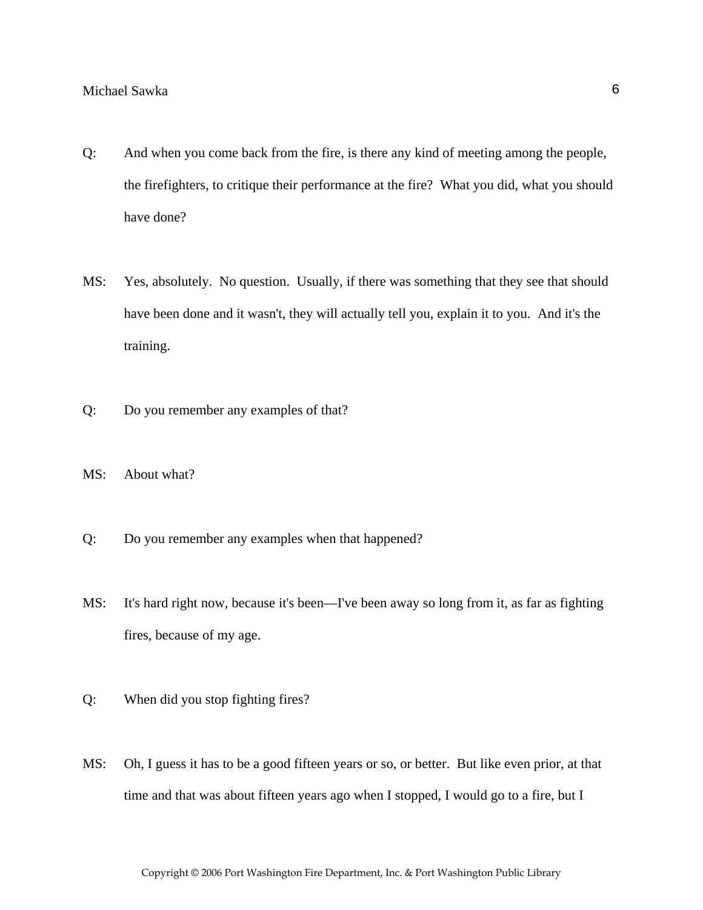Q: And when you come back from the fire, is there any kind of meeting among the people, the firefighters, to critique their performance at the fire? What you did, what you should have done?

MS: Yes, absolutely. No question. Usually, if there was something that they see that should have been done and it wasn't, they will actually tell you, explain it to you. And it's the training.

Q: Do you remember any examples of that?

MS: About what?

Q: Do you remember any examples when that happened?

MS: It's hard right now, because it's been—I've been away so long from it, as far as fighting fires, because of my age.

Q: When did you stop fighting fires?

MS: Oh, I guess it has to be a good fifteen years or so, or better. But like even prior, at that time and that was about fifteen years ago when I stopped, I would go to a fire, but I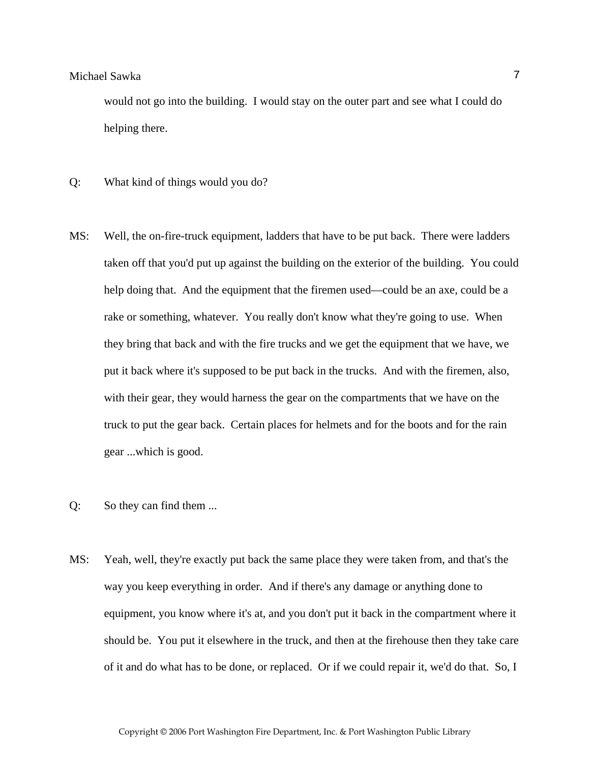would not go into the building. I would stay on the outer part and see what I could do helping there.

Q: What kind of things would you do?

MS: Well, the on-fire-truck equipment, ladders that have to be put back. There were ladders taken off that you'd put up against the building on the exterior of the building. You could help doing that. And the equipment that the firemen used—could be an axe, could be a rake or something, whatever. You really don't know what they're going to use. When they bring that back and with the fire trucks and we get the equipment that we have, we put it back where it's supposed to be put back in the trucks. And with the firemen, also, with their gear, they would harness the gear on the compartments that we have on the truck to put the gear back. Certain places for helmets and for the boots and for the rain gear ...which is good.

Q: So they can find them ...

MS: Yeah, well, they're exactly put back the same place they were taken from, and that's the way you keep everything in order. And if there's any damage or anything done to equipment, you know where it's at, and you don't put it back in the compartment where it should be. You put it elsewhere in the truck, and then at the firehouse then they take care of it and do what has to be done, or replaced. Or if we could repair it, we'd do that. So, I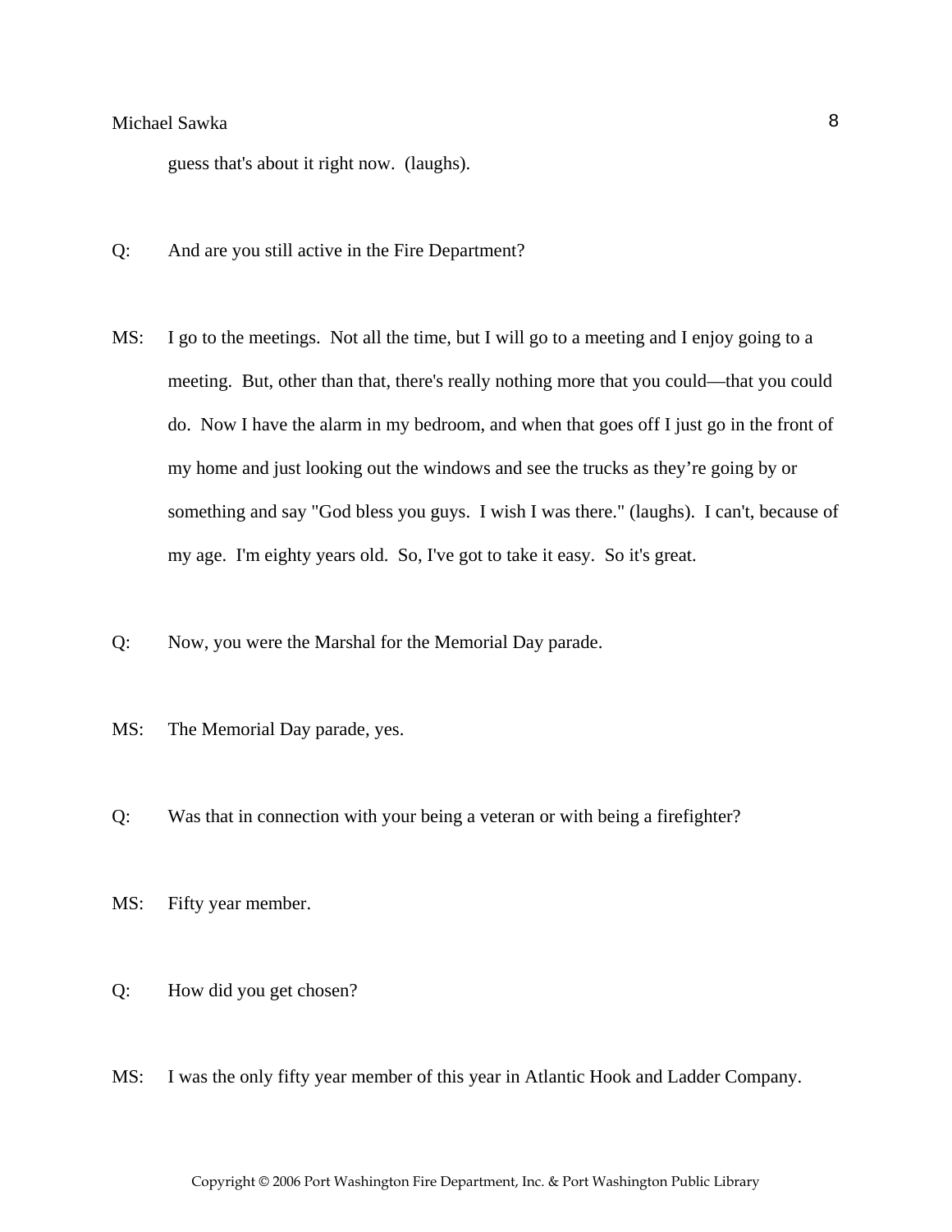guess that's about it right now. (laughs).

Q: And are you still active in the Fire Department?

MS: I go to the meetings. Not all the time, but I will go to a meeting and I enjoy going to a meeting. But, other than that, there's really nothing more that you could—that you could do. Now I have the alarm in my bedroom, and when that goes off I just go in the front of my home and just looking out the windows and see the trucks as they're going by or something and say "God bless you guys. I wish I was there." (laughs). I can't, because of my age. I'm eighty years old. So, I've got to take it easy. So it's great.

Q: Now, you were the Marshal for the Memorial Day parade.

MS: The Memorial Day parade, yes.

Q: Was that in connection with your being a veteran or with being a firefighter?

MS: Fifty year member.

Q: How did you get chosen?

MS: I was the only fifty year member of this year in Atlantic Hook and Ladder Company.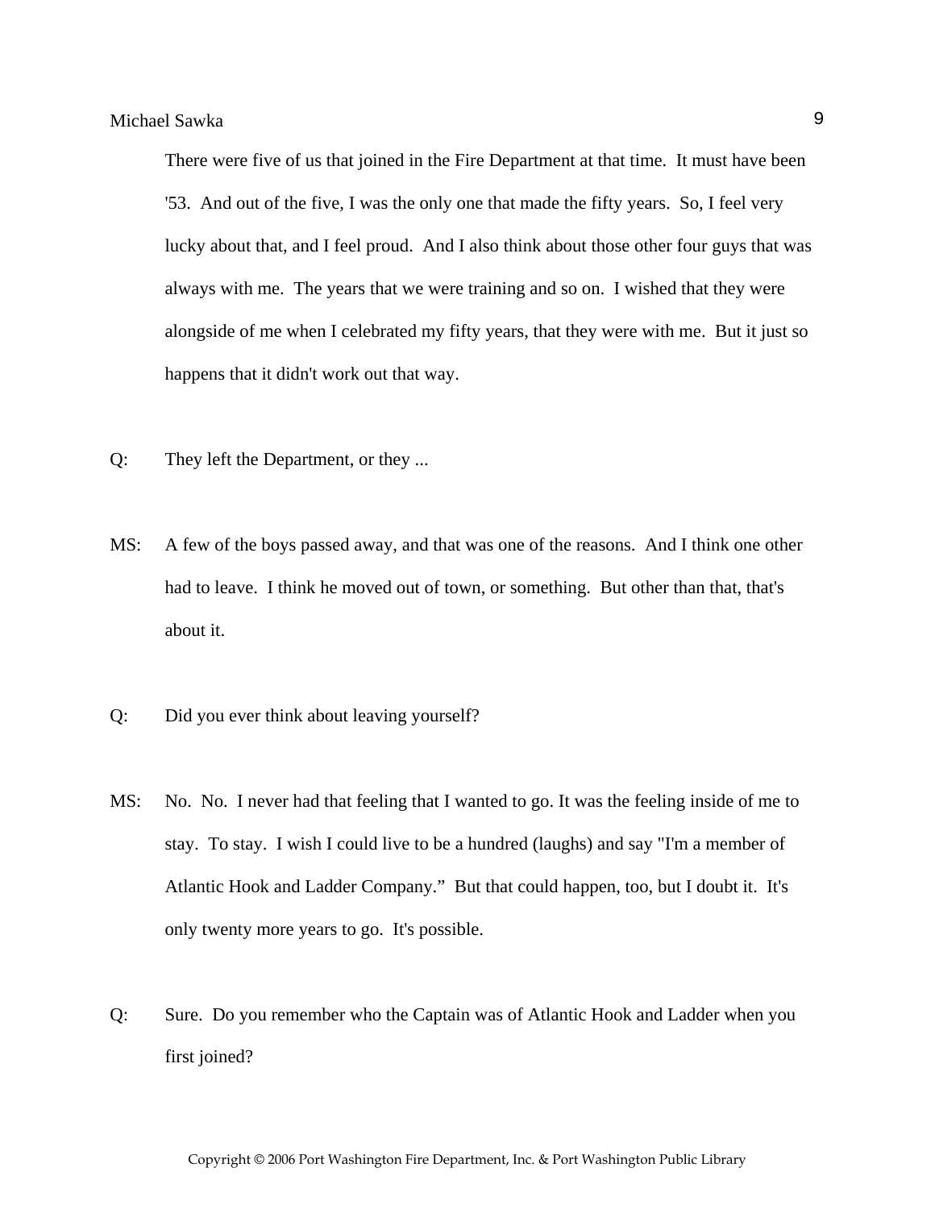There were five of us that joined in the Fire Department at that time. It must have been '53. And out of the five, I was the only one that made the fifty years. So, I feel very lucky about that, and I feel proud. And I also think about those other four guys that was always with me. The years that we were training and so on. I wished that they were alongside of me when I celebrated my fifty years, that they were with me. But it just so happens that it didn't work out that way.

Q: They left the Department, or they ...

MS: A few of the boys passed away, and that was one of the reasons. And I think one other had to leave. I think he moved out of town, or something. But other than that, that's about it.

Q: Did you ever think about leaving yourself?

MS: No. No. I never had that feeling that I wanted to go. It was the feeling inside of me to stay. To stay. I wish I could live to be a hundred (laughs) and say "I'm a member of Atlantic Hook and Ladder Company." But that could happen, too, but I doubt it. It's only twenty more years to go. It's possible.

Q: Sure. Do you remember who the Captain was of Atlantic Hook and Ladder when you first joined?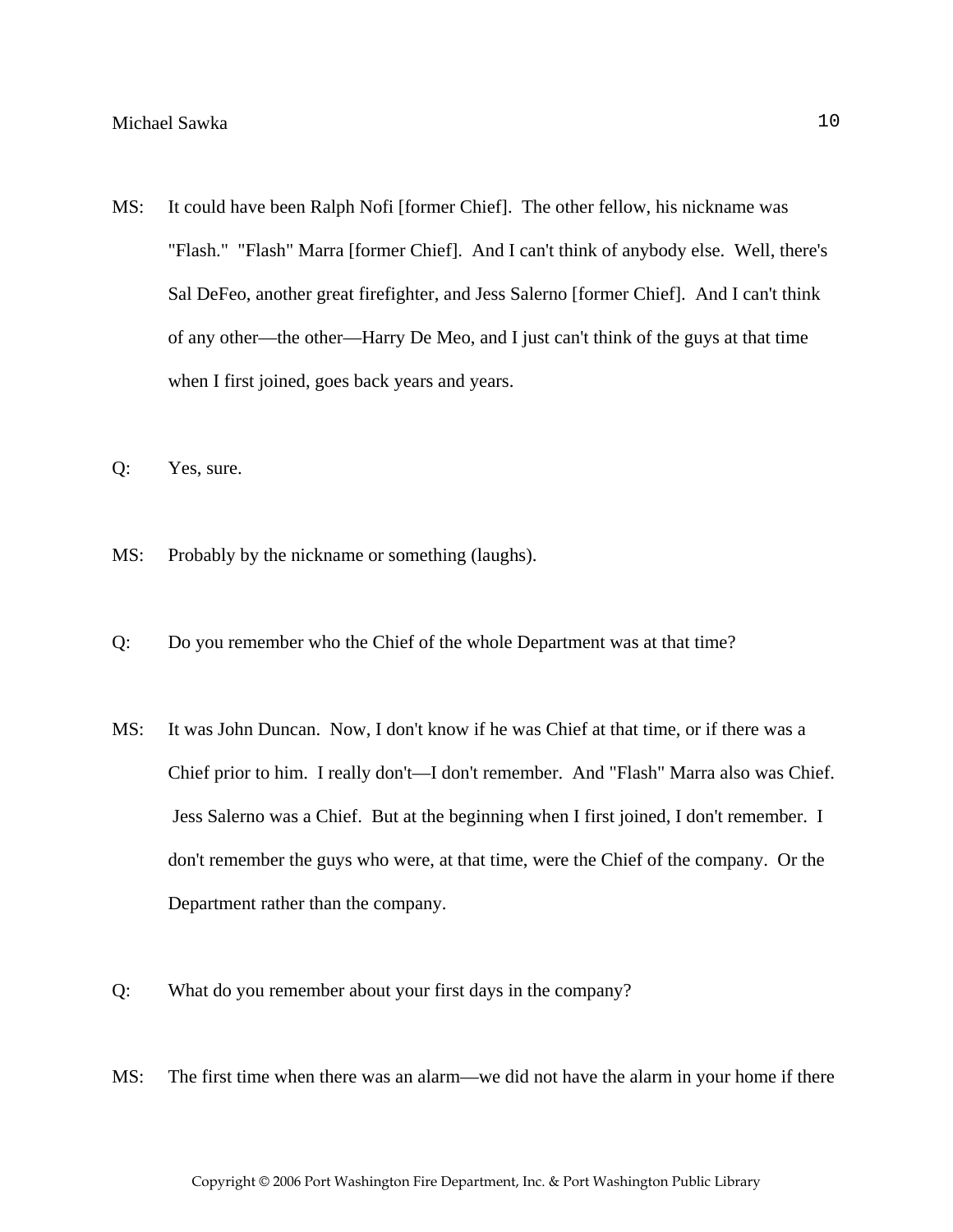MS: It could have been Ralph Nofi [former Chief]. The other fellow, his nickname was "Flash." "Flash" Marra [former Chief]. And I can't think of anybody else. Well, there's Sal DeFeo, another great firefighter, and Jess Salerno [former Chief]. And I can't think of any other—the other—Harry De Meo, and I just can't think of the guys at that time when I first joined, goes back years and years.

Q: Yes, sure.

MS: Probably by the nickname or something (laughs).

Q: Do you remember who the Chief of the whole Department was at that time?

MS: It was John Duncan. Now, I don't know if he was Chief at that time, or if there was a Chief prior to him. I really don't—I don't remember. And "Flash" Marra also was Chief. Jess Salerno was a Chief. But at the beginning when I first joined, I don't remember. I don't remember the guys who were, at that time, were the Chief of the company. Or the Department rather than the company.

Q: What do you remember about your first days in the company?

MS: The first time when there was an alarm—we did not have the alarm in your home if there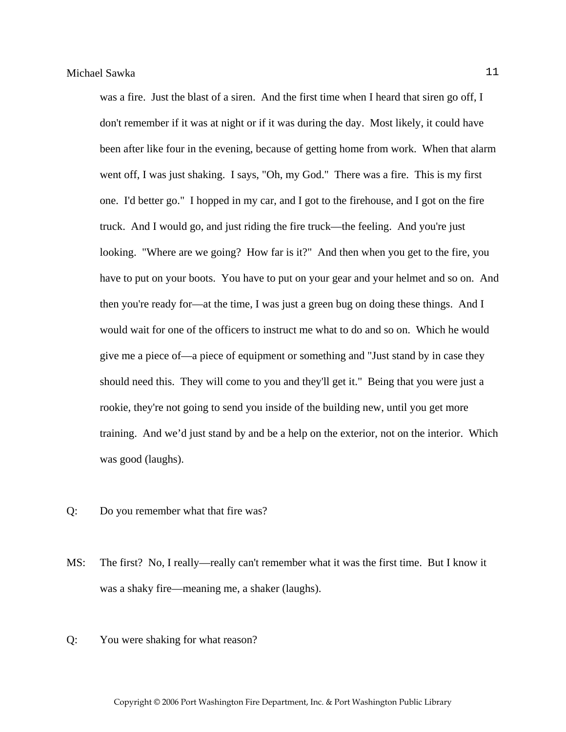was a fire. Just the blast of a siren. And the first time when I heard that siren go off, I don't remember if it was at night or if it was during the day. Most likely, it could have been after like four in the evening, because of getting home from work. When that alarm went off, I was just shaking. I says, "Oh, my God." There was a fire. This is my first one. I'd better go." I hopped in my car, and I got to the firehouse, and I got on the fire truck. And I would go, and just riding the fire truck—the feeling. And you're just looking. "Where are we going? How far is it?" And then when you get to the fire, you have to put on your boots. You have to put on your gear and your helmet and so on. And then you're ready for—at the time, I was just a green bug on doing these things. And I would wait for one of the officers to instruct me what to do and so on. Which he would give me a piece of—a piece of equipment or something and "Just stand by in case they should need this. They will come to you and they'll get it." Being that you were just a rookie, they're not going to send you inside of the building new, until you get more training. And we'd just stand by and be a help on the exterior, not on the interior. Which was good (laughs).

Q: Do you remember what that fire was?

MS: The first? No, I really—really can't remember what it was the first time. But I know it was a shaky fire—meaning me, a shaker (laughs).

Q: You were shaking for what reason?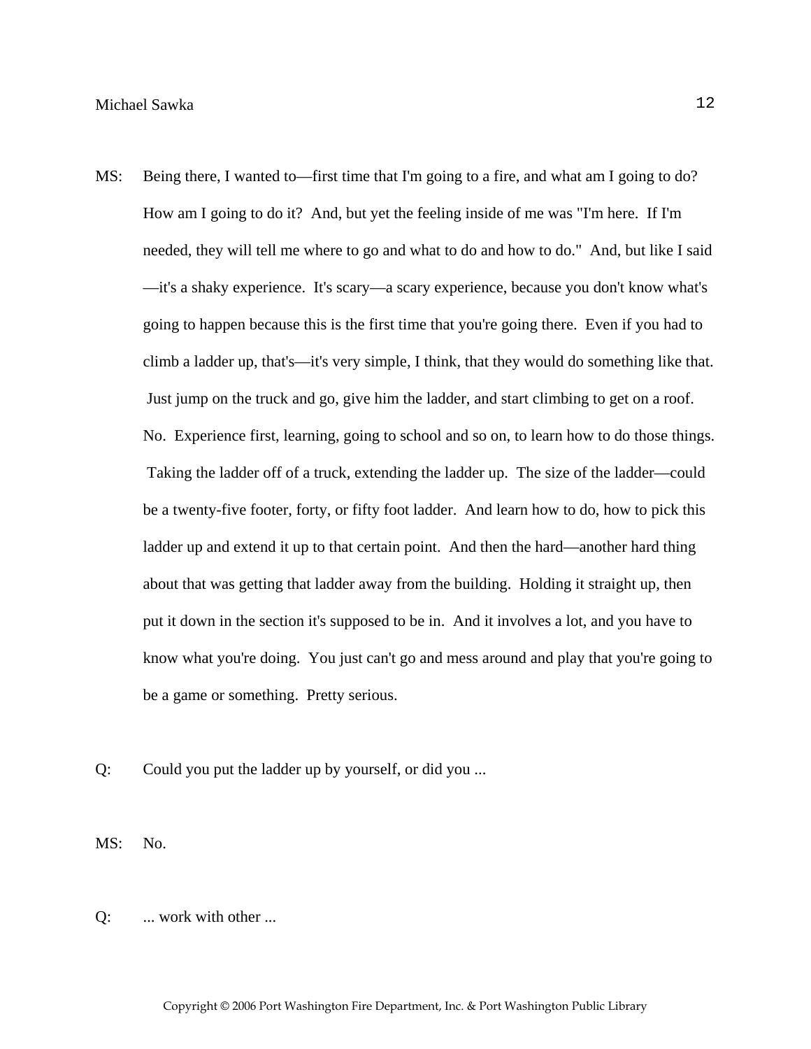MS: Being there, I wanted to—first time that I'm going to a fire, and what am I going to do? How am I going to do it? And, but yet the feeling inside of me was "I'm here. If I'm needed, they will tell me where to go and what to do and how to do." And, but like I said—it's a shaky experience. It's scary—a scary experience, because you don't know what's going to happen because this is the first time that you're going there. Even if you had to climb a ladder up, that's—it's very simple, I think, that they would do something like that. Just jump on the truck and go, give him the ladder, and start climbing to get on a roof. No. Experience first, learning, going to school and so on, to learn how to do those things. Taking the ladder off of a truck, extending the ladder up. The size of the ladder—could be a twenty-five footer, forty, or fifty foot ladder. And learn how to do, how to pick this ladder up and extend it up to that certain point. And then the hard—another hard thing about that was getting that ladder away from the building. Holding it straight up, then put it down in the section it's supposed to be in. And it involves a lot, and you have to know what you're doing. You just can't go and mess around and play that you're going to be a game or something. Pretty serious.

Q: Could you put the ladder up by yourself, or did you ...

MS: No.

Q: ... work with other ...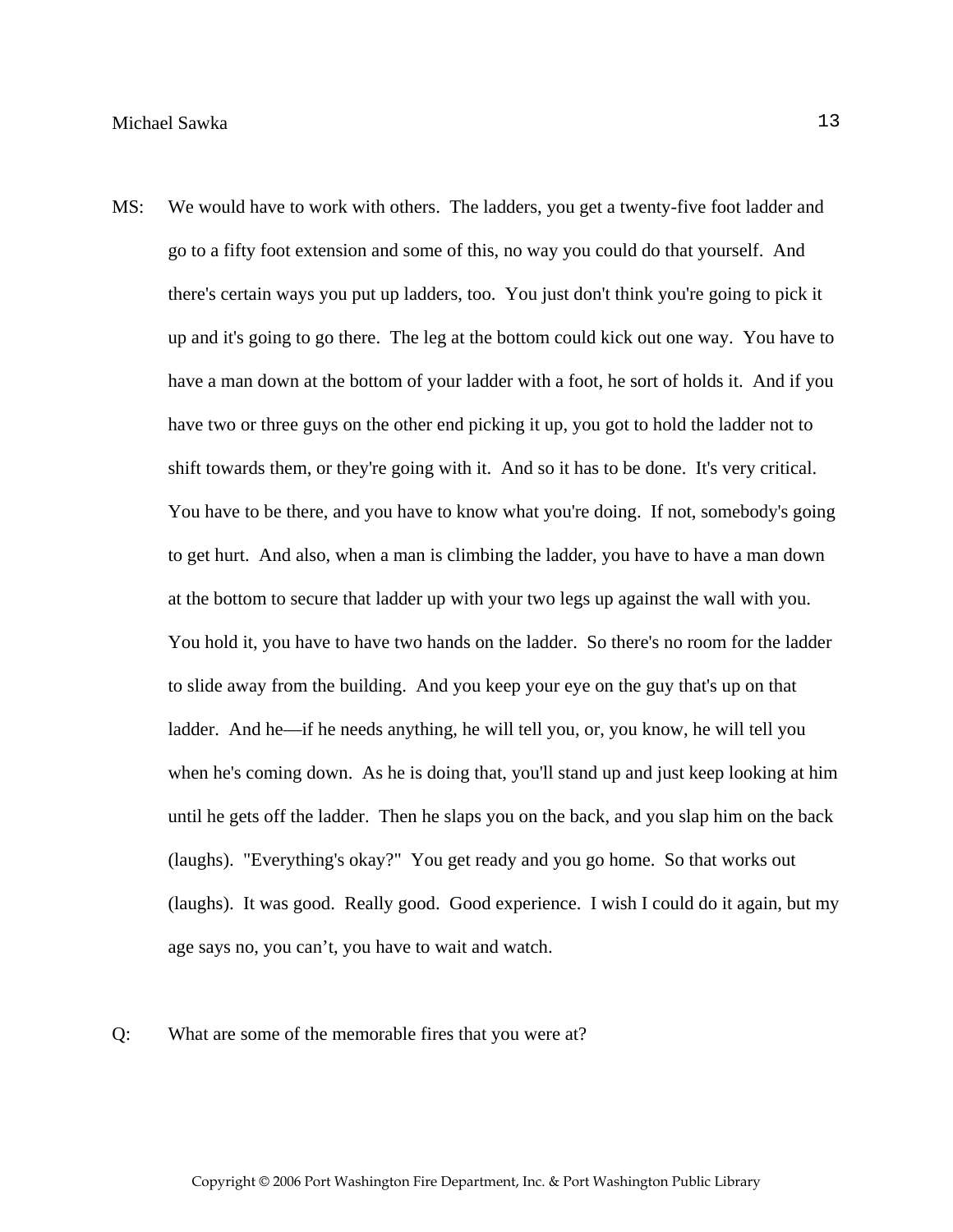MS: We would have to work with others. The ladders, you get a twenty-five foot ladder and go to a fifty foot extension and some of this, no way you could do that yourself. And there's certain ways you put up ladders, too. You just don't think you're going to pick it up and it's going to go there. The leg at the bottom could kick out one way. You have to have a man down at the bottom of your ladder with a foot, he sort of holds it. And if you have two or three guys on the other end picking it up, you got to hold the ladder not to shift towards them, or they're going with it. And so it has to be done. It's very critical. You have to be there, and you have to know what you're doing. If not, somebody's going to get hurt. And also, when a man is climbing the ladder, you have to have a man down at the bottom to secure that ladder up with your two legs up against the wall with you. You hold it, you have to have two hands on the ladder. So there's no room for the ladder to slide away from the building. And you keep your eye on the guy that's up on that ladder. And he—if he needs anything, he will tell you, or, you know, he will tell you when he's coming down. As he is doing that, you'll stand up and just keep looking at him until he gets off the ladder. Then he slaps you on the back, and you slap him on the back (laughs). "Everything's okay?" You get ready and you go home. So that works out (laughs). It was good. Really good. Good experience. I wish I could do it again, but my age says no, you can't, you have to wait and watch.

Q: What are some of the memorable fires that you were at?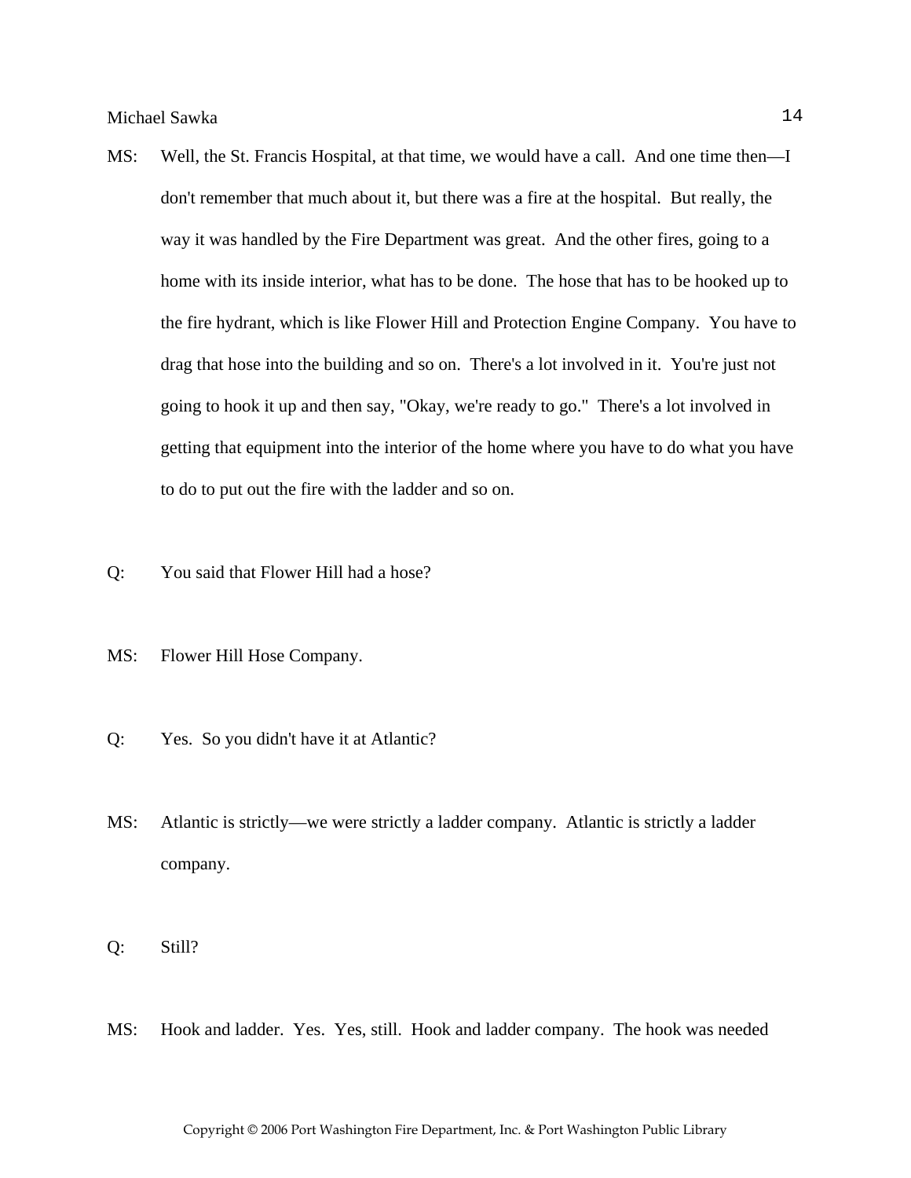MS: Well, the St. Francis Hospital, at that time, we would have a call. And one time then—I don't remember that much about it, but there was a fire at the hospital. But really, the way it was handled by the Fire Department was great. And the other fires, going to a home with its inside interior, what has to be done. The hose that has to be hooked up to the fire hydrant, which is like Flower Hill and Protection Engine Company. You have to drag that hose into the building and so on. There's a lot involved in it. You're just not going to hook it up and then say, "Okay, we're ready to go." There's a lot involved in getting that equipment into the interior of the home where you have to do what you have to do to put out the fire with the ladder and so on.

Q: You said that Flower Hill had a hose?

MS: Flower Hill Hose Company.

Q: Yes. So you didn't have it at Atlantic?

MS: Atlantic is strictly—we were strictly a ladder company. Atlantic is strictly a ladder company.

Q: Still?

MS: Hook and ladder. Yes. Yes, still. Hook and ladder company. The hook was needed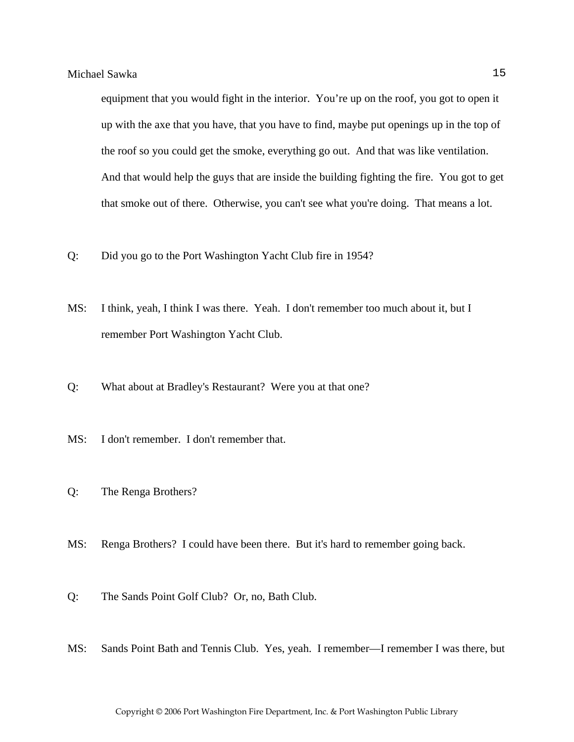equipment that you would fight in the interior. You're up on the roof, you got to open it up with the axe that you have, that you have to find, maybe put openings up in the top of the roof so you could get the smoke, everything go out. And that was like ventilation. And that would help the guys that are inside the building fighting the fire. You got to get that smoke out of there. Otherwise, you can't see what you're doing. That means a lot.

Q: Did you go to the Port Washington Yacht Club fire in 1954?

MS: I think, yeah, I think I was there. Yeah. I don't remember too much about it, but I remember Port Washington Yacht Club.

Q: What about at Bradley's Restaurant? Were you at that one?

MS: I don't remember. I don't remember that.

Q: The Renga Brothers?

MS: Renga Brothers? I could have been there. But it's hard to remember going back.

Q: The Sands Point Golf Club? Or, no, Bath Club.

MS: Sands Point Bath and Tennis Club. Yes, yeah. I remember—I remember I was there, but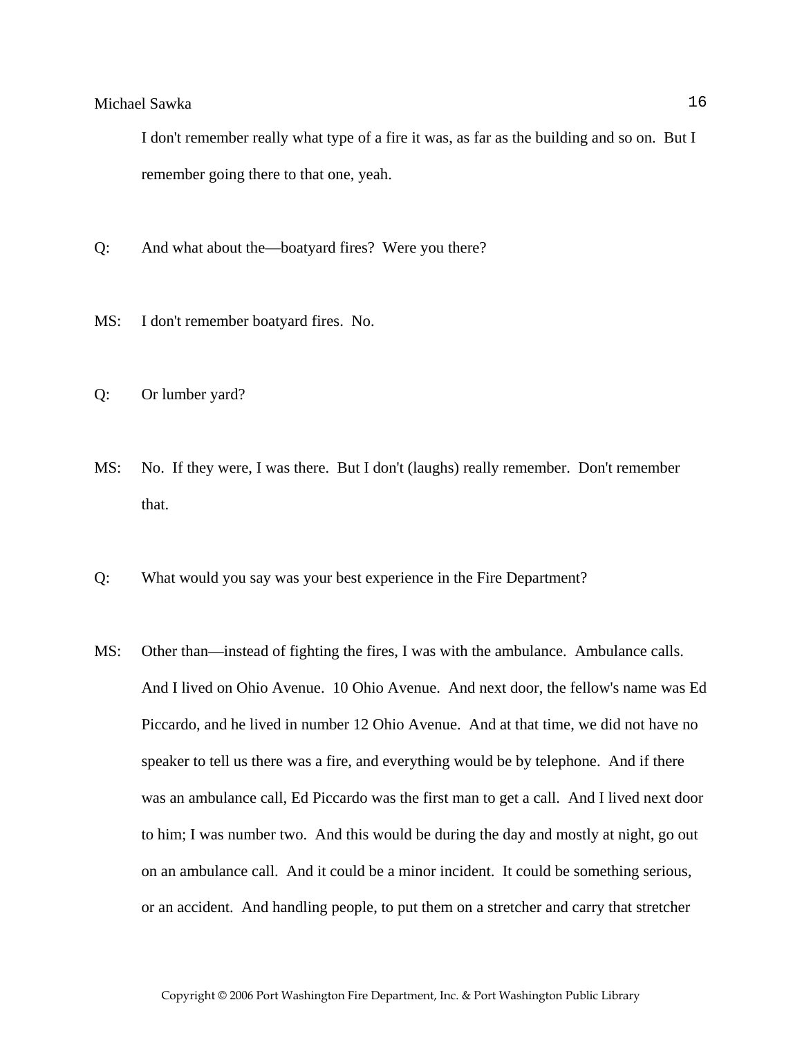I don't remember really what type of a fire it was, as far as the building and so on. But I remember going there to that one, yeah.

Q: And what about the—boatyard fires? Were you there?

MS: I don't remember boatyard fires. No.

Q: Or lumber yard?

MS: No. If they were, I was there. But I don't (laughs) really remember. Don't remember that.

Q: What would you say was your best experience in the Fire Department?

MS: Other than—instead of fighting the fires, I was with the ambulance. Ambulance calls. And I lived on Ohio Avenue. 10 Ohio Avenue. And next door, the fellow's name was Ed Piccardo, and he lived in number 12 Ohio Avenue. And at that time, we did not have no speaker to tell us there was a fire, and everything would be by telephone. And if there was an ambulance call, Ed Piccardo was the first man to get a call. And I lived next door to him; I was number two. And this would be during the day and mostly at night, go out on an ambulance call. And it could be a minor incident. It could be something serious, or an accident. And handling people, to put them on a stretcher and carry that stretcher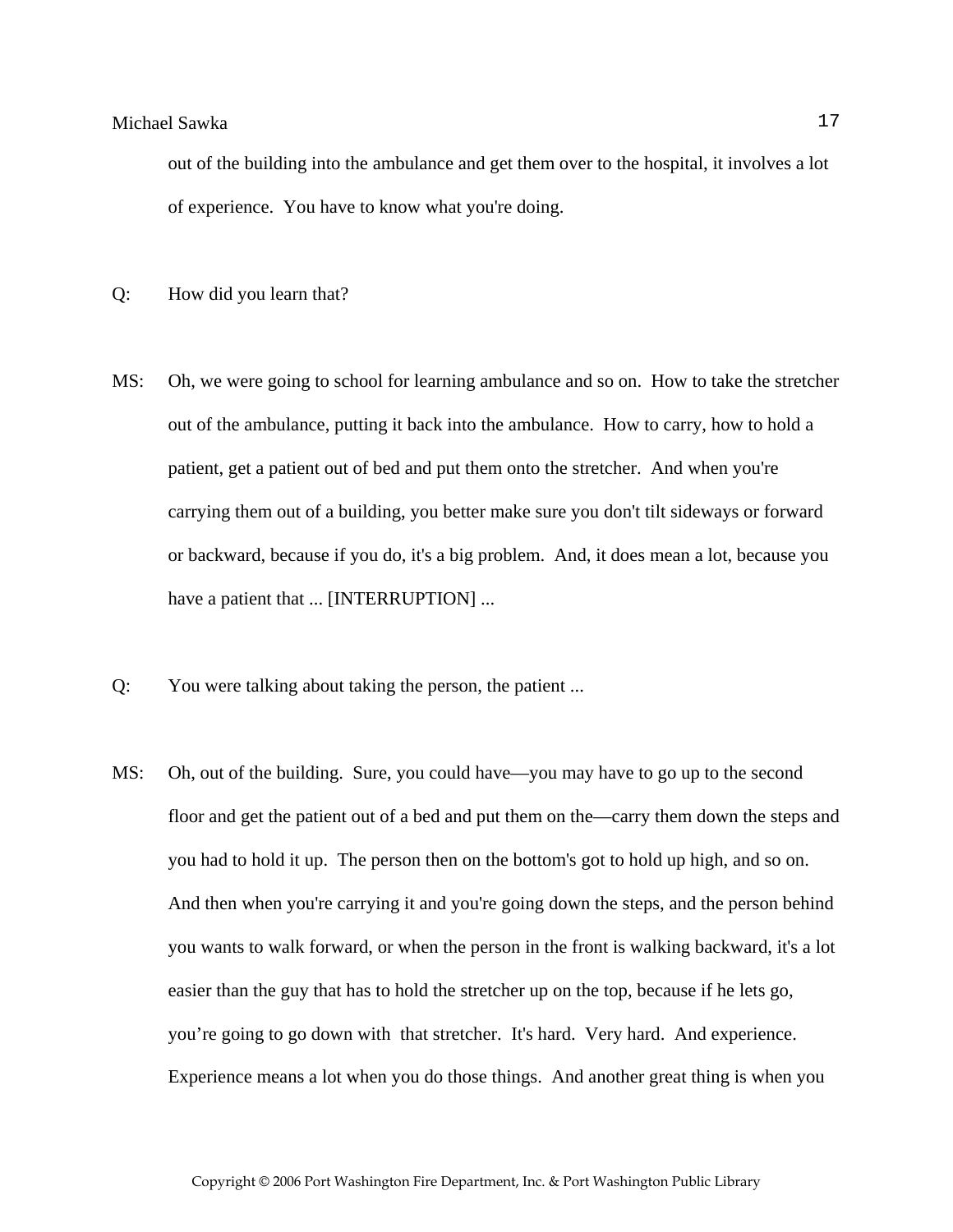out of the building into the ambulance and get them over to the hospital, it involves a lot of experience. You have to know what you're doing.

Q: How did you learn that?

MS: Oh, we were going to school for learning ambulance and so on. How to take the stretcher out of the ambulance, putting it back into the ambulance. How to carry, how to hold a patient, get a patient out of bed and put them onto the stretcher. And when you're carrying them out of a building, you better make sure you don't tilt sideways or forward or backward, because if you do, it's a big problem. And, it does mean a lot, because you have a patient that ... [INTERRUPTION] ...

Q: You were talking about taking the person, the patient ...

MS: Oh, out of the building. Sure, you could have—you may have to go up to the second floor and get the patient out of a bed and put them on the—carry them down the steps and you had to hold it up. The person then on the bottom's got to hold up high, and so on. And then when you're carrying it and you're going down the steps, and the person behind you wants to walk forward, or when the person in the front is walking backward, it's a lot easier than the guy that has to hold the stretcher up on the top, because if he lets go, you're going to go down with that stretcher. It's hard. Very hard. And experience. Experience means a lot when you do those things. And another great thing is when you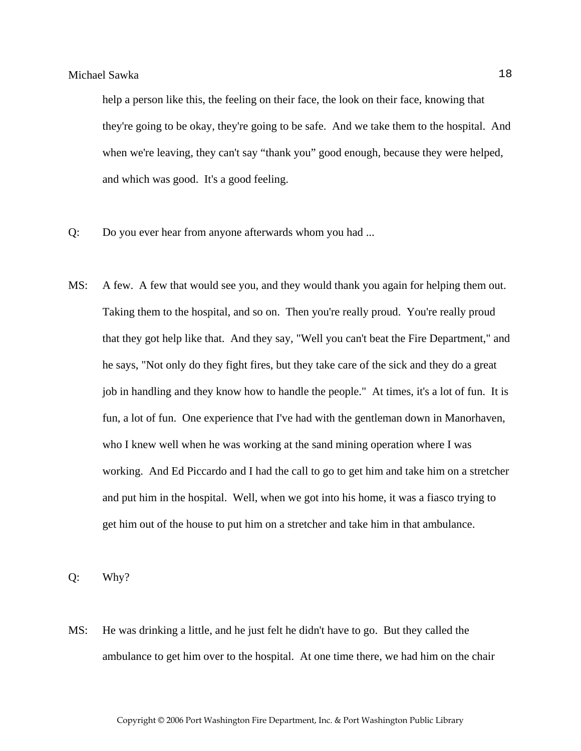help a person like this, the feeling on their face, the look on their face, knowing that they're going to be okay, they're going to be safe. And we take them to the hospital. And when we're leaving, they can't say "thank you" good enough, because they were helped, and which was good. It's a good feeling.

Q: Do you ever hear from anyone afterwards whom you had ...

MS: A few. A few that would see you, and they would thank you again for helping them out. Taking them to the hospital, and so on. Then you're really proud. You're really proud that they got help like that. And they say, "Well you can't beat the Fire Department," and he says, "Not only do they fight fires, but they take care of the sick and they do a great job in handling and they know how to handle the people." At times, it's a lot of fun. It is fun, a lot of fun. One experience that I've had with the gentleman down in Manorhaven, who I knew well when he was working at the sand mining operation where I was working. And Ed Piccardo and I had the call to go to get him and take him on a stretcher and put him in the hospital. Well, when we got into his home, it was a fiasco trying to get him out of the house to put him on a stretcher and take him in that ambulance.

Q: Why?

MS: He was drinking a little, and he just felt he didn't have to go. But they called the ambulance to get him over to the hospital. At one time there, we had him on the chair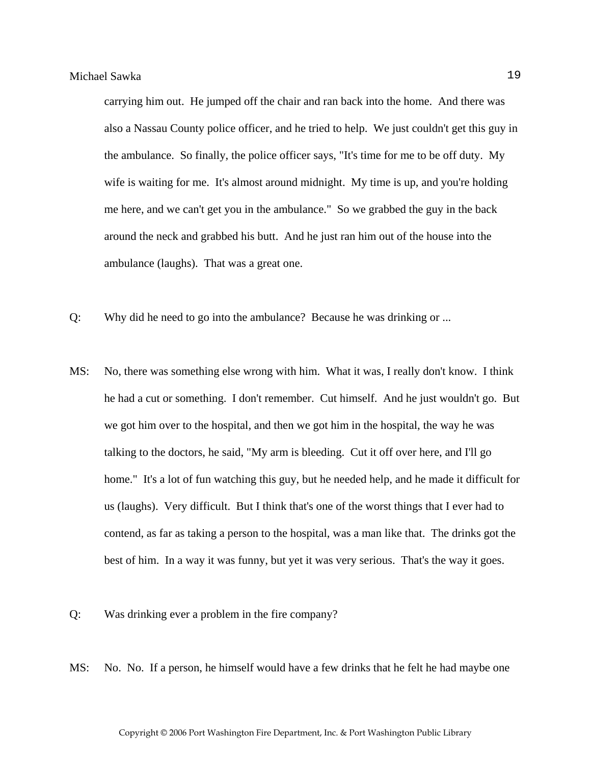carrying him out. He jumped off the chair and ran back into the home. And there was also a Nassau County police officer, and he tried to help. We just couldn't get this guy in the ambulance. So finally, the police officer says, "It's time for me to be off duty. My wife is waiting for me. It's almost around midnight. My time is up, and you're holding me here, and we can't get you in the ambulance." So we grabbed the guy in the back around the neck and grabbed his butt. And he just ran him out of the house into the ambulance (laughs). That was a great one.

Q: Why did he need to go into the ambulance? Because he was drinking or ...

MS: No, there was something else wrong with him. What it was, I really don't know. I think he had a cut or something. I don't remember. Cut himself. And he just wouldn't go. But we got him over to the hospital, and then we got him in the hospital, the way he was talking to the doctors, he said, "My arm is bleeding. Cut it off over here, and I'll go home." It's a lot of fun watching this guy, but he needed help, and he made it difficult for us (laughs). Very difficult. But I think that's one of the worst things that I ever had to contend, as far as taking a person to the hospital, was a man like that. The drinks got the best of him. In a way it was funny, but yet it was very serious. That's the way it goes.

Q: Was drinking ever a problem in the fire company?

MS: No. No. If a person, he himself would have a few drinks that he felt he had maybe one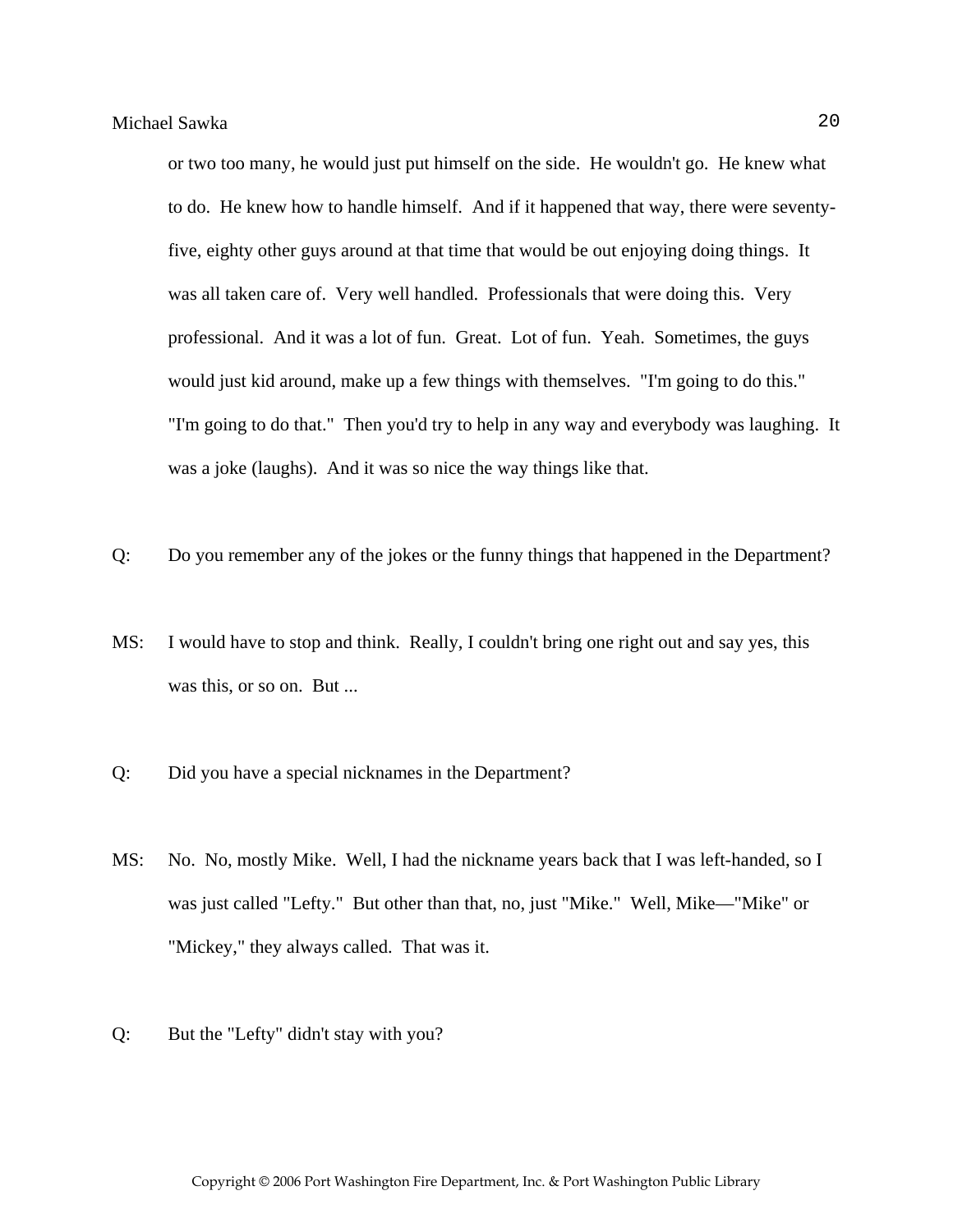or two too many, he would just put himself on the side. He wouldn't go. He knew what to do. He knew how to handle himself. And if it happened that way, there were seventy-five, eighty other guys around at that time that would be out enjoying doing things. It was all taken care of. Very well handled. Professionals that were doing this. Very professional. And it was a lot of fun. Great. Lot of fun. Yeah. Sometimes, the guys would just kid around, make up a few things with themselves. "I'm going to do this." "I'm going to do that." Then you'd try to help in any way and everybody was laughing. It was a joke (laughs). And it was so nice the way things like that.

Q: Do you remember any of the jokes or the funny things that happened in the Department?

MS: I would have to stop and think. Really, I couldn't bring one right out and say yes, this was this, or so on. But ...

Q: Did you have a special nicknames in the Department?

MS: No. No, mostly Mike. Well, I had the nickname years back that I was left-handed, so I was just called "Lefty." But other than that, no, just "Mike." Well, Mike—"Mike" or "Mickey," they always called. That was it.

Q: But the "Lefty" didn't stay with you?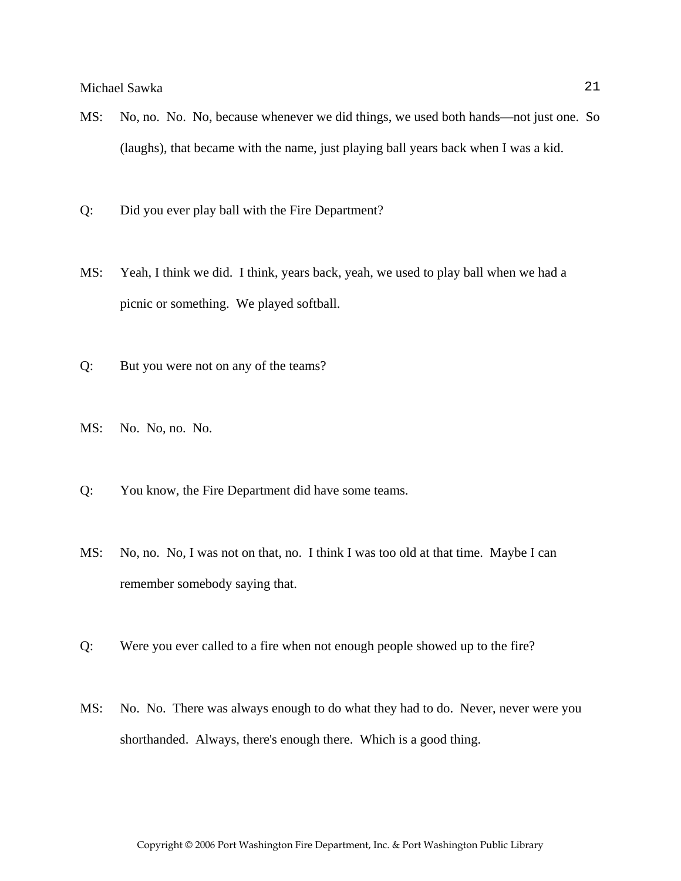MS: No, no. No. No, because whenever we did things, we used both hands—not just one. So (laughs), that became with the name, just playing ball years back when I was a kid.

Q: Did you ever play ball with the Fire Department?

MS: Yeah, I think we did. I think, years back, yeah, we used to play ball when we had a picnic or something. We played softball.

Q: But you were not on any of the teams?

MS: No. No, no. No.

Q: You know, the Fire Department did have some teams.

MS: No, no. No, I was not on that, no. I think I was too old at that time. Maybe I can remember somebody saying that.

Q: Were you ever called to a fire when not enough people showed up to the fire?

MS: No. No. There was always enough to do what they had to do. Never, never were you shorthanded. Always, there's enough there. Which is a good thing.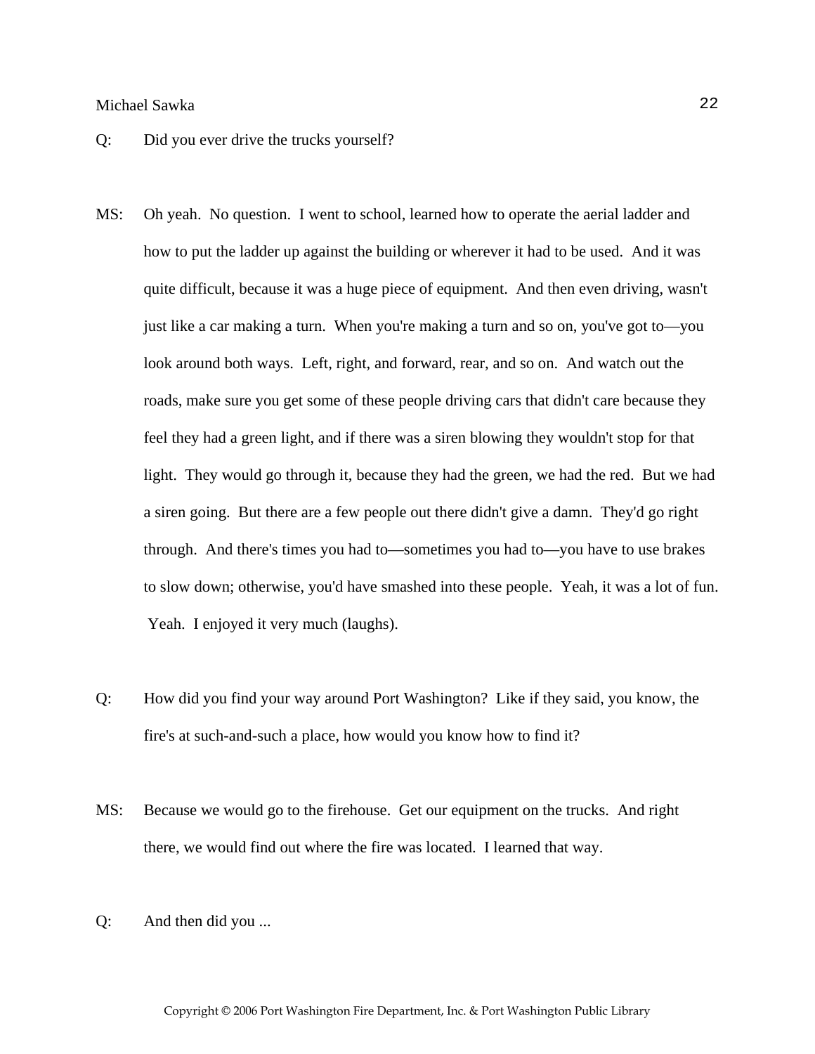Q: Did you ever drive the trucks yourself?

MS: Oh yeah. No question. I went to school, learned how to operate the aerial ladder and how to put the ladder up against the building or wherever it had to be used. And it was quite difficult, because it was a huge piece of equipment. And then even driving, wasn't just like a car making a turn. When you're making a turn and so on, you've got to—you look around both ways. Left, right, and forward, rear, and so on. And watch out the roads, make sure you get some of these people driving cars that didn't care because they feel they had a green light, and if there was a siren blowing they wouldn't stop for that light. They would go through it, because they had the green, we had the red. But we had a siren going. But there are a few people out there didn't give a damn. They'd go right through. And there's times you had to—sometimes you had to—you have to use brakes to slow down; otherwise, you'd have smashed into these people. Yeah, it was a lot of fun. Yeah. I enjoyed it very much (laughs).

Q: How did you find your way around Port Washington? Like if they said, you know, the fire's at such-and-such a place, how would you know how to find it?

MS: Because we would go to the firehouse. Get our equipment on the trucks. And right there, we would find out where the fire was located. I learned that way.

Q: And then did you ...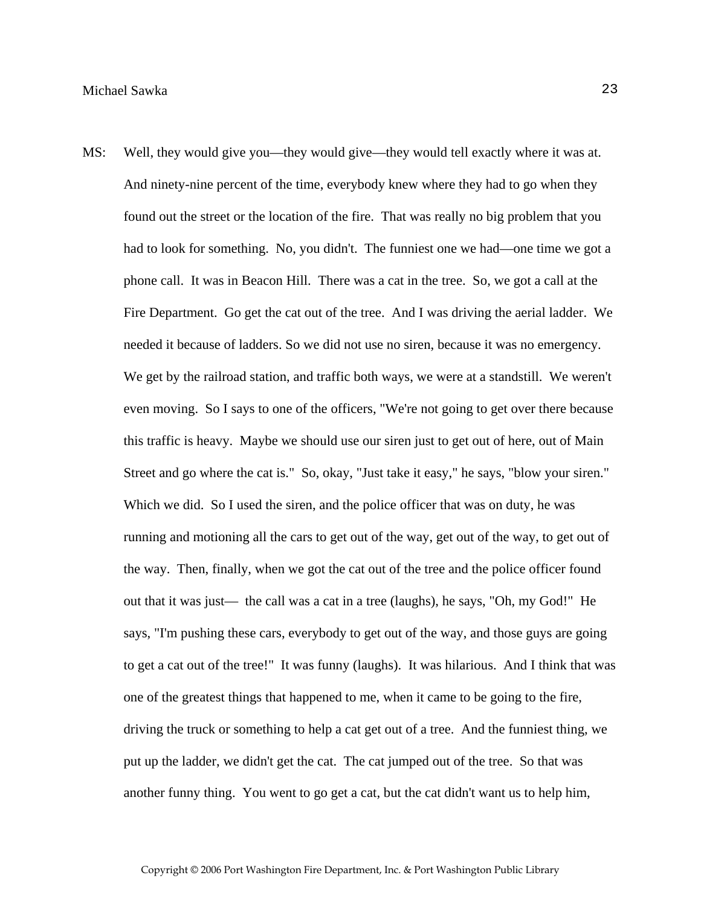MS: Well, they would give you—they would give—they would tell exactly where it was at. And ninety-nine percent of the time, everybody knew where they had to go when they found out the street or the location of the fire. That was really no big problem that you had to look for something. No, you didn't. The funniest one we had—one time we got a phone call. It was in Beacon Hill. There was a cat in the tree. So, we got a call at the Fire Department. Go get the cat out of the tree. And I was driving the aerial ladder. We needed it because of ladders. So we did not use no siren, because it was no emergency. We get by the railroad station, and traffic both ways, we were at a standstill. We weren't even moving. So I says to one of the officers, "We're not going to get over there because this traffic is heavy. Maybe we should use our siren just to get out of here, out of Main Street and go where the cat is." So, okay, "Just take it easy," he says, "blow your siren." Which we did. So I used the siren, and the police officer that was on duty, he was running and motioning all the cars to get out of the way, get out of the way, to get out of the way. Then, finally, when we got the cat out of the tree and the police officer found out that it was just— the call was a cat in a tree (laughs), he says, "Oh, my God!" He says, "I'm pushing these cars, everybody to get out of the way, and those guys are going to get a cat out of the tree!" It was funny (laughs). It was hilarious. And I think that was one of the greatest things that happened to me, when it came to be going to the fire, driving the truck or something to help a cat get out of a tree. And the funniest thing, we put up the ladder, we didn't get the cat. The cat jumped out of the tree. So that was another funny thing. You went to go get a cat, but the cat didn't want us to help him,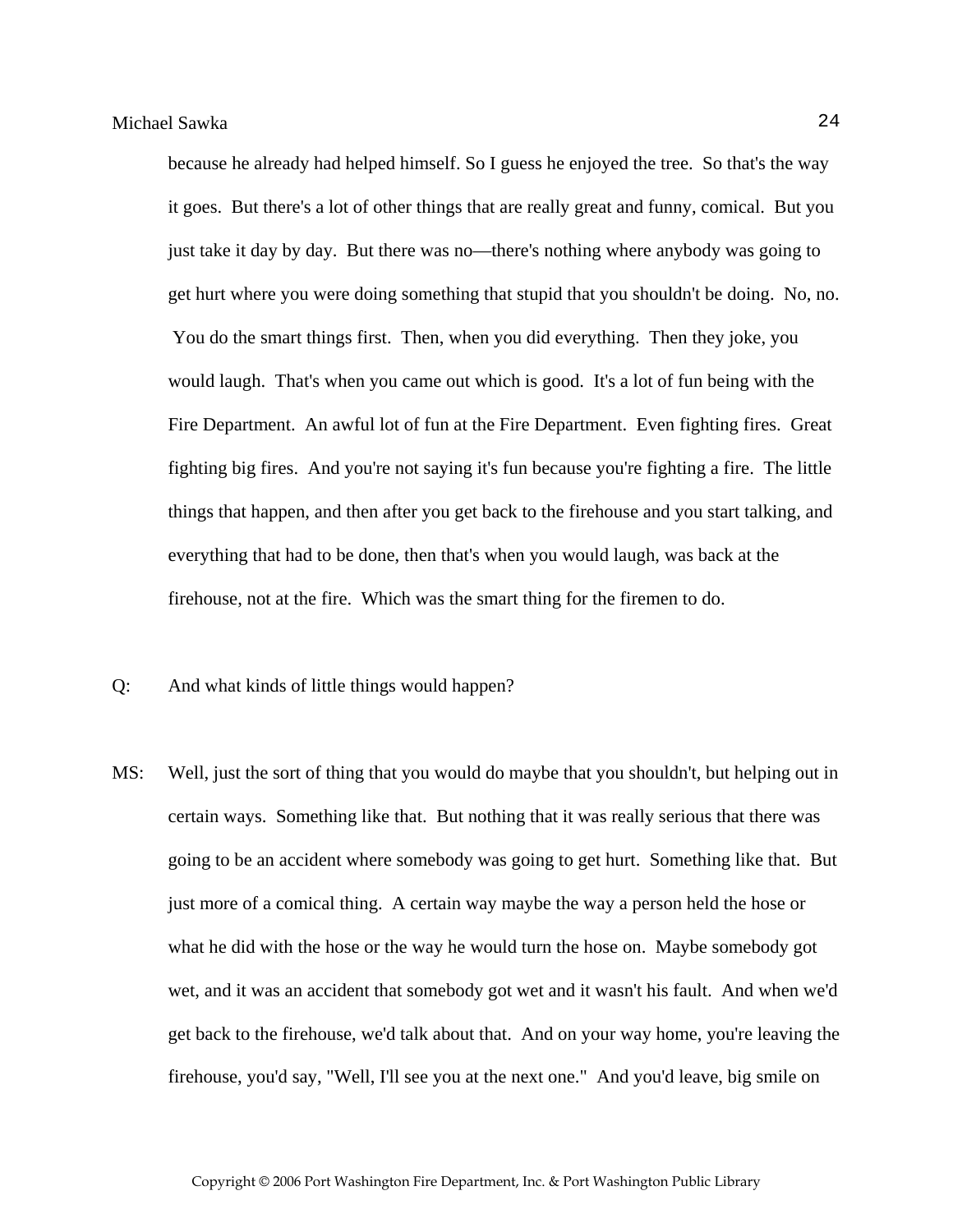because he already had helped himself. So I guess he enjoyed the tree. So that's the way it goes. But there's a lot of other things that are really great and funny, comical. But you just take it day by day. But there was no—there's nothing where anybody was going to get hurt where you were doing something that stupid that you shouldn't be doing. No, no. You do the smart things first. Then, when you did everything. Then they joke, you would laugh. That's when you came out which is good. It's a lot of fun being with the Fire Department. An awful lot of fun at the Fire Department. Even fighting fires. Great fighting big fires. And you're not saying it's fun because you're fighting a fire. The little things that happen, and then after you get back to the firehouse and you start talking, and everything that had to be done, then that's when you would laugh, was back at the firehouse, not at the fire. Which was the smart thing for the firemen to do.

Q: And what kinds of little things would happen?

MS: Well, just the sort of thing that you would do maybe that you shouldn't, but helping out in certain ways. Something like that. But nothing that it was really serious that there was going to be an accident where somebody was going to get hurt. Something like that. But just more of a comical thing. A certain way maybe the way a person held the hose or what he did with the hose or the way he would turn the hose on. Maybe somebody got wet, and it was an accident that somebody got wet and it wasn't his fault. And when we'd get back to the firehouse, we'd talk about that. And on your way home, you're leaving the firehouse, you'd say, "Well, I'll see you at the next one." And you'd leave, big smile on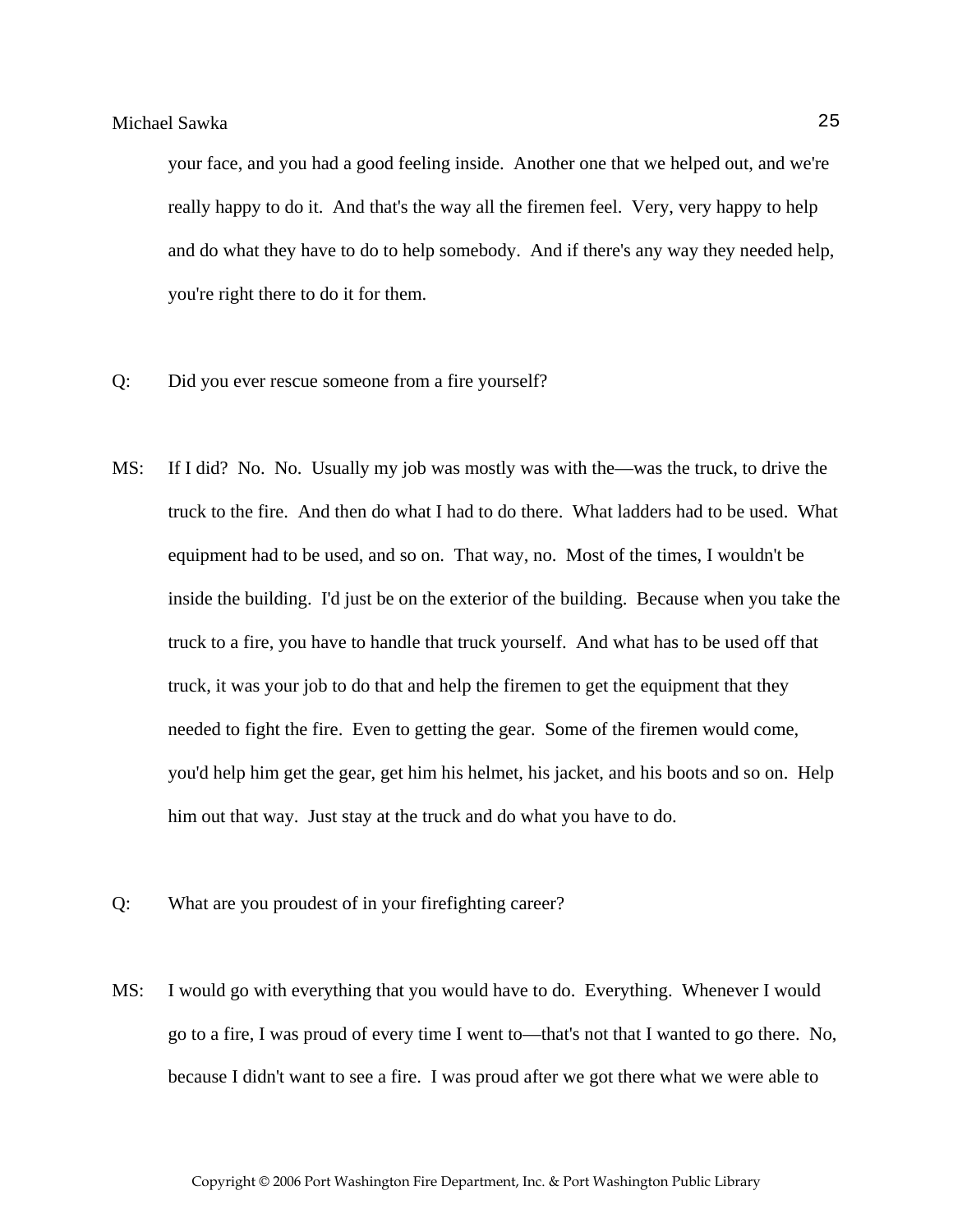your face, and you had a good feeling inside. Another one that we helped out, and we're really happy to do it. And that's the way all the firemen feel. Very, very happy to help and do what they have to do to help somebody. And if there's any way they needed help, you're right there to do it for them.

Q: Did you ever rescue someone from a fire yourself?

MS: If I did? No. No. Usually my job was mostly was with the—was the truck, to drive the truck to the fire. And then do what I had to do there. What ladders had to be used. What equipment had to be used, and so on. That way, no. Most of the times, I wouldn't be inside the building. I'd just be on the exterior of the building. Because when you take the truck to a fire, you have to handle that truck yourself. And what has to be used off that truck, it was your job to do that and help the firemen to get the equipment that they needed to fight the fire. Even to getting the gear. Some of the firemen would come, you'd help him get the gear, get him his helmet, his jacket, and his boots and so on. Help him out that way. Just stay at the truck and do what you have to do.

Q: What are you proudest of in your firefighting career?

MS: I would go with everything that you would have to do. Everything. Whenever I would go to a fire, I was proud of every time I went to—that's not that I wanted to go there. No, because I didn't want to see a fire. I was proud after we got there what we were able to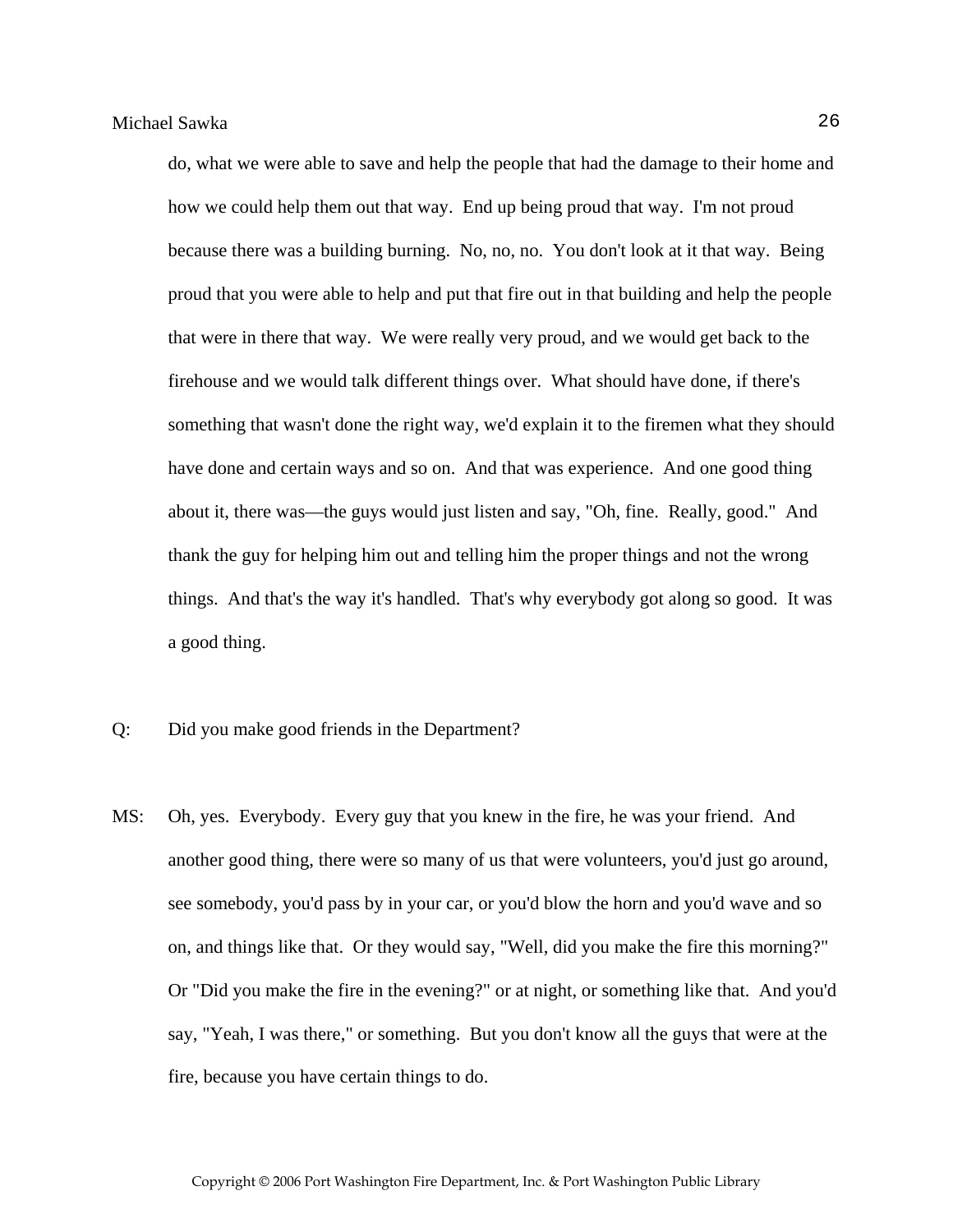do, what we were able to save and help the people that had the damage to their home and how we could help them out that way. End up being proud that way. I'm not proud because there was a building burning. No, no, no. You don't look at it that way. Being proud that you were able to help and put that fire out in that building and help the people that were in there that way. We were really very proud, and we would get back to the firehouse and we would talk different things over. What should have done, if there's something that wasn't done the right way, we'd explain it to the firemen what they should have done and certain ways and so on. And that was experience. And one good thing about it, there was—the guys would just listen and say, "Oh, fine. Really, good." And thank the guy for helping him out and telling him the proper things and not the wrong things. And that's the way it's handled. That's why everybody got along so good. It was a good thing.

Q: Did you make good friends in the Department?

MS: Oh, yes. Everybody. Every guy that you knew in the fire, he was your friend. And another good thing, there were so many of us that were volunteers, you'd just go around, see somebody, you'd pass by in your car, or you'd blow the horn and you'd wave and so on, and things like that. Or they would say, "Well, did you make the fire this morning?" Or "Did you make the fire in the evening?" or at night, or something like that. And you'd say, "Yeah, I was there," or something. But you don't know all the guys that were at the fire, because you have certain things to do.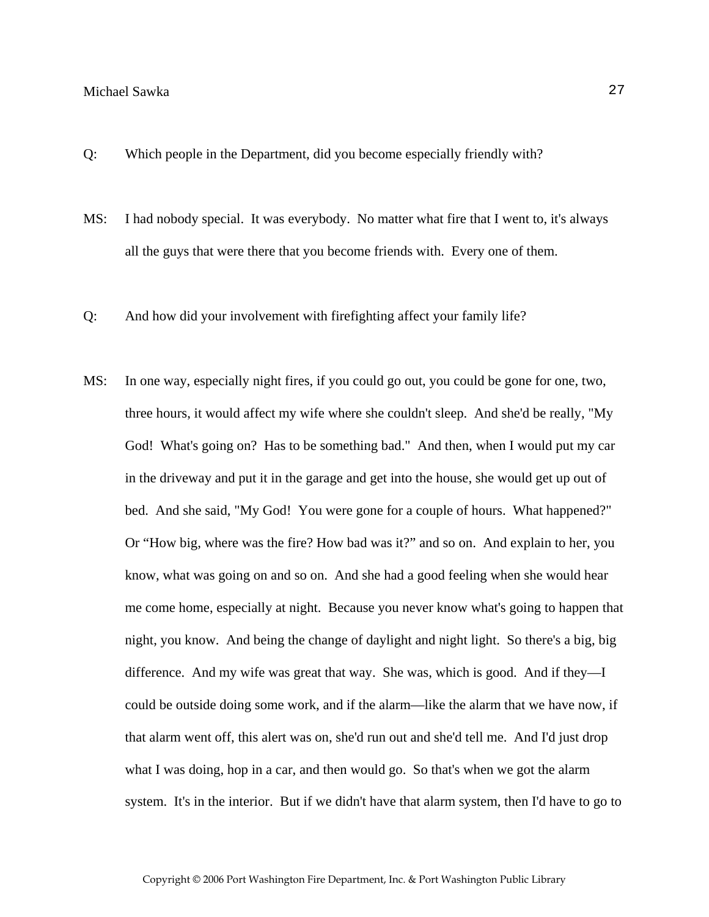Q: Which people in the Department, did you become especially friendly with?

MS: I had nobody special. It was everybody. No matter what fire that I went to, it's always all the guys that were there that you become friends with. Every one of them.

Q: And how did your involvement with firefighting affect your family life?

MS: In one way, especially night fires, if you could go out, you could be gone for one, two, three hours, it would affect my wife where she couldn't sleep. And she'd be really, "My God! What's going on? Has to be something bad." And then, when I would put my car in the driveway and put it in the garage and get into the house, she would get up out of bed. And she said, "My God! You were gone for a couple of hours. What happened?" Or "How big, where was the fire? How bad was it?" and so on. And explain to her, you know, what was going on and so on. And she had a good feeling when she would hear me come home, especially at night. Because you never know what's going to happen that night, you know. And being the change of daylight and night light. So there's a big, big difference. And my wife was great that way. She was, which is good. And if they—I could be outside doing some work, and if the alarm—like the alarm that we have now, if that alarm went off, this alert was on, she'd run out and she'd tell me. And I'd just drop what I was doing, hop in a car, and then would go. So that's when we got the alarm system. It's in the interior. But if we didn't have that alarm system, then I'd have to go to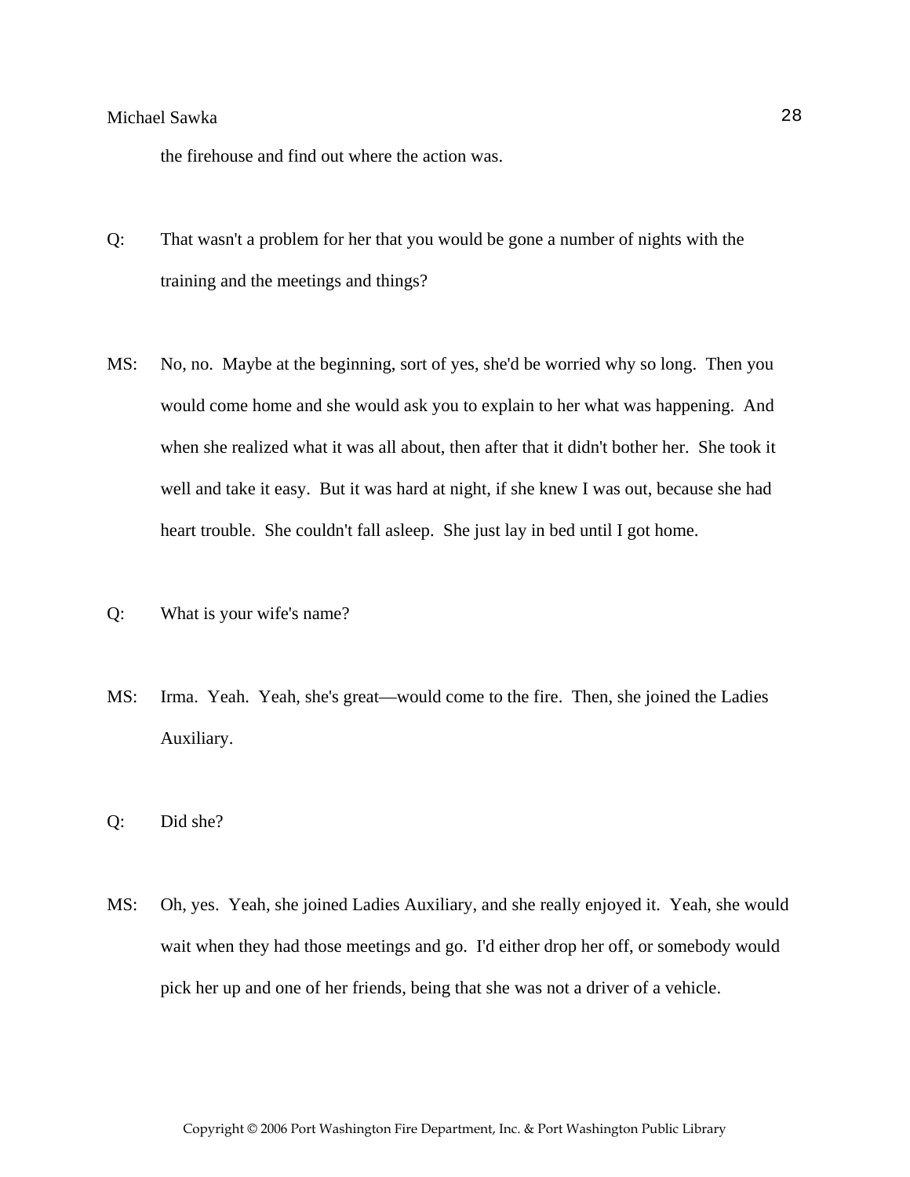the firehouse and find out where the action was.

Q: That wasn't a problem for her that you would be gone a number of nights with the training and the meetings and things?

MS: No, no. Maybe at the beginning, sort of yes, she'd be worried why so long. Then you would come home and she would ask you to explain to her what was happening. And when she realized what it was all about, then after that it didn't bother her. She took it well and take it easy. But it was hard at night, if she knew I was out, because she had heart trouble. She couldn't fall asleep. She just lay in bed until I got home.

Q: What is your wife's name?

MS: Irma. Yeah. Yeah, she's great—would come to the fire. Then, she joined the Ladies Auxiliary.

Q: Did she?

MS: Oh, yes. Yeah, she joined Ladies Auxiliary, and she really enjoyed it. Yeah, she would wait when they had those meetings and go. I'd either drop her off, or somebody would pick her up and one of her friends, being that she was not a driver of a vehicle.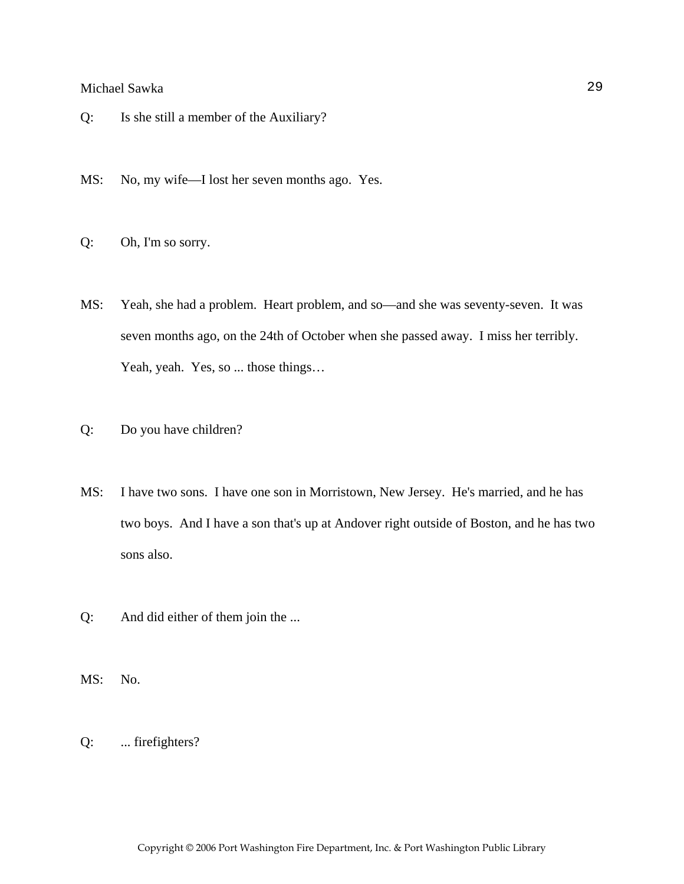Q: Is she still a member of the Auxiliary?

MS: No, my wife—I lost her seven months ago. Yes.

Q: Oh, I'm so sorry.

MS: Yeah, she had a problem. Heart problem, and so—and she was seventy-seven. It was seven months ago, on the 24th of October when she passed away. I miss her terribly. Yeah, yeah. Yes, so ... those things…

Q: Do you have children?

MS: I have two sons. I have one son in Morristown, New Jersey. He's married, and he has two boys. And I have a son that's up at Andover right outside of Boston, and he has two sons also.

Q: And did either of them join the ...

MS: No.

Q: ... firefighters?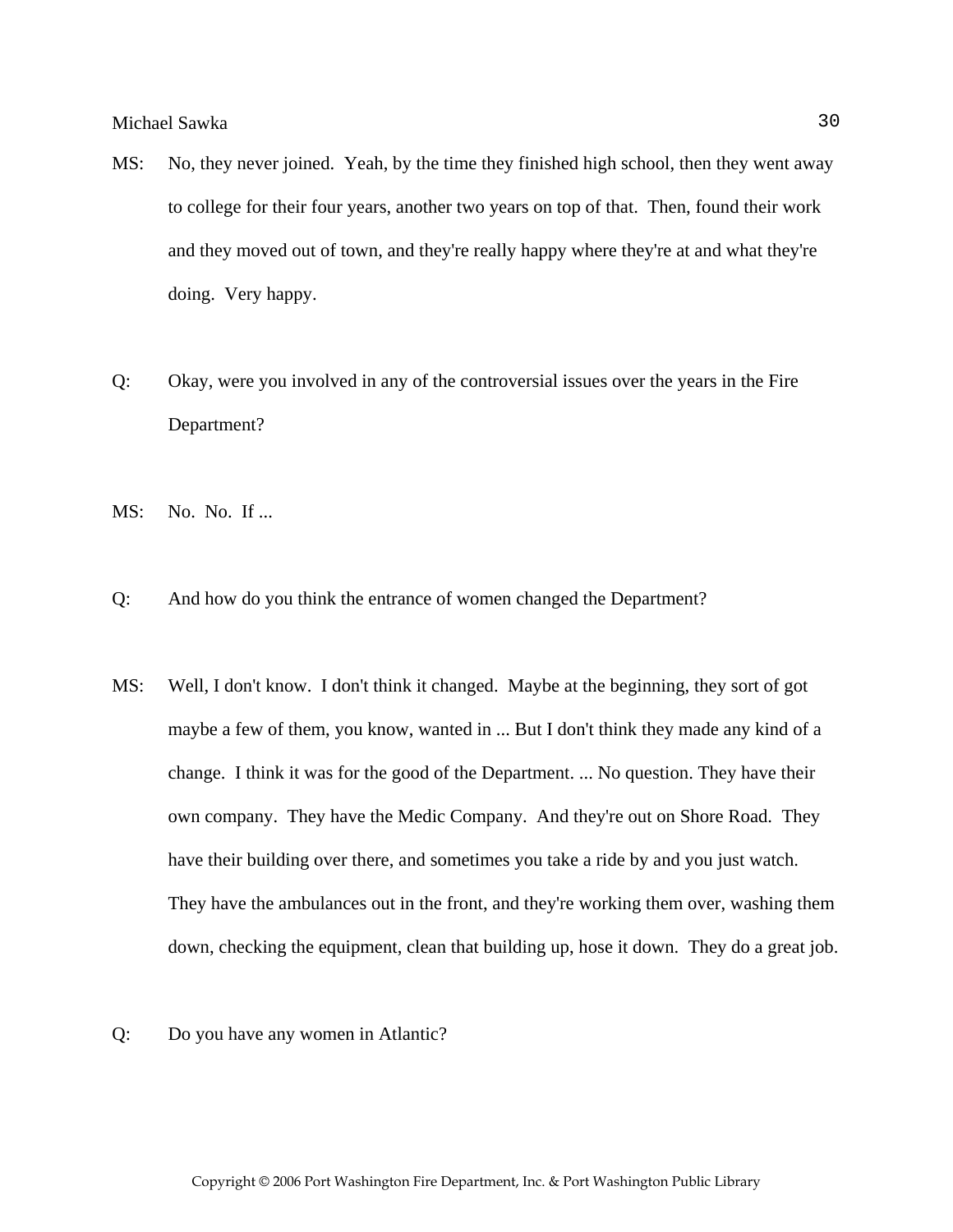MS: No, they never joined. Yeah, by the time they finished high school, then they went away to college for their four years, another two years on top of that. Then, found their work and they moved out of town, and they're really happy where they're at and what they're doing. Very happy.

Q: Okay, were you involved in any of the controversial issues over the years in the Fire Department?

MS: No. No. If ...

Q: And how do you think the entrance of women changed the Department?

MS: Well, I don't know. I don't think it changed. Maybe at the beginning, they sort of got maybe a few of them, you know, wanted in ... But I don't think they made any kind of a change. I think it was for the good of the Department. ... No question. They have their own company. They have the Medic Company. And they're out on Shore Road. They have their building over there, and sometimes you take a ride by and you just watch. They have the ambulances out in the front, and they're working them over, washing them down, checking the equipment, clean that building up, hose it down. They do a great job.

Q: Do you have any women in Atlantic?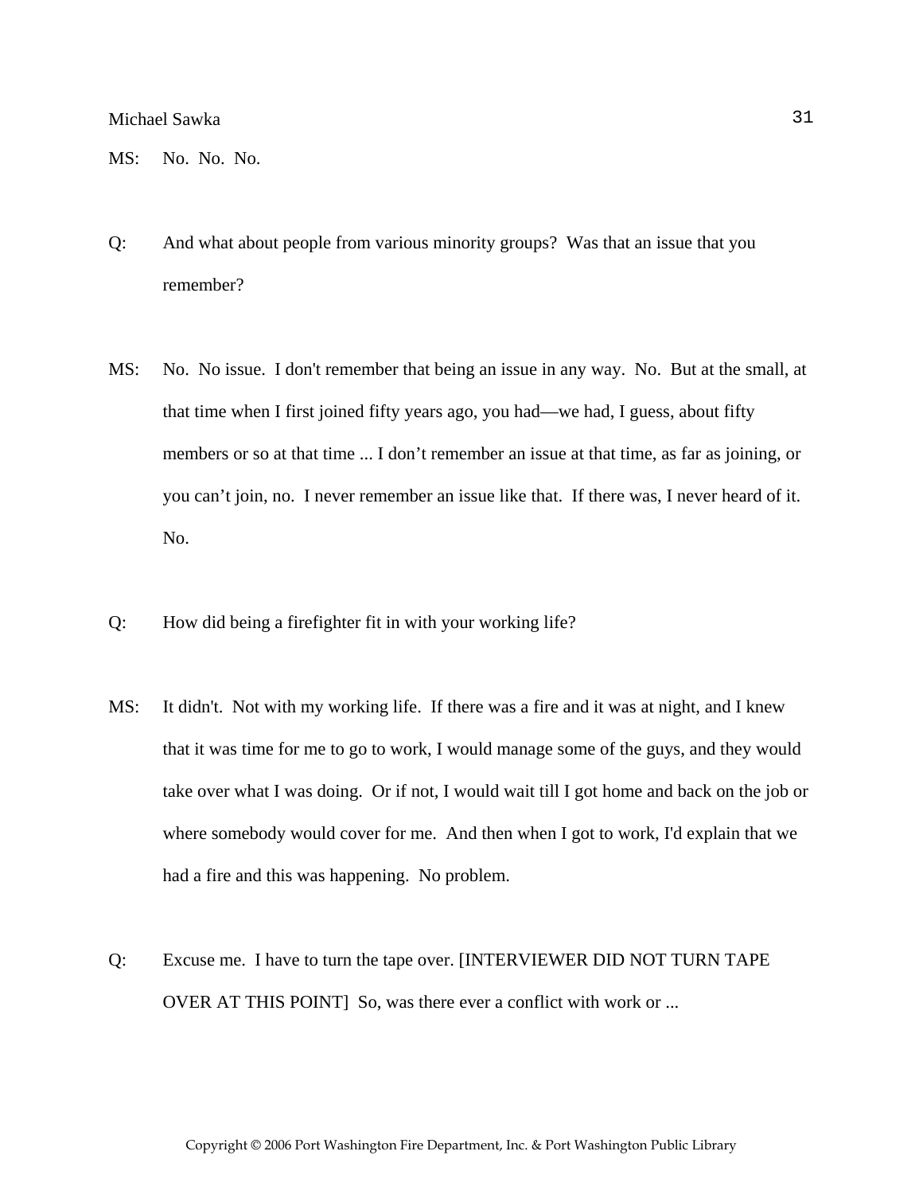MS: No. No. No.

Q: And what about people from various minority groups? Was that an issue that you remember?

MS: No. No issue. I don't remember that being an issue in any way. No. But at the small, at that time when I first joined fifty years ago, you had—we had, I guess, about fifty members or so at that time ... I don't remember an issue at that time, as far as joining, or you can't join, no. I never remember an issue like that. If there was, I never heard of it. No.

Q: How did being a firefighter fit in with your working life?

MS: It didn't. Not with my working life. If there was a fire and it was at night, and I knew that it was time for me to go to work, I would manage some of the guys, and they would take over what I was doing. Or if not, I would wait till I got home and back on the job or where somebody would cover for me. And then when I got to work, I'd explain that we had a fire and this was happening. No problem.

Q: Excuse me. I have to turn the tape over. [INTERVIEWER DID NOT TURN TAPE OVER AT THIS POINT] So, was there ever a conflict with work or ...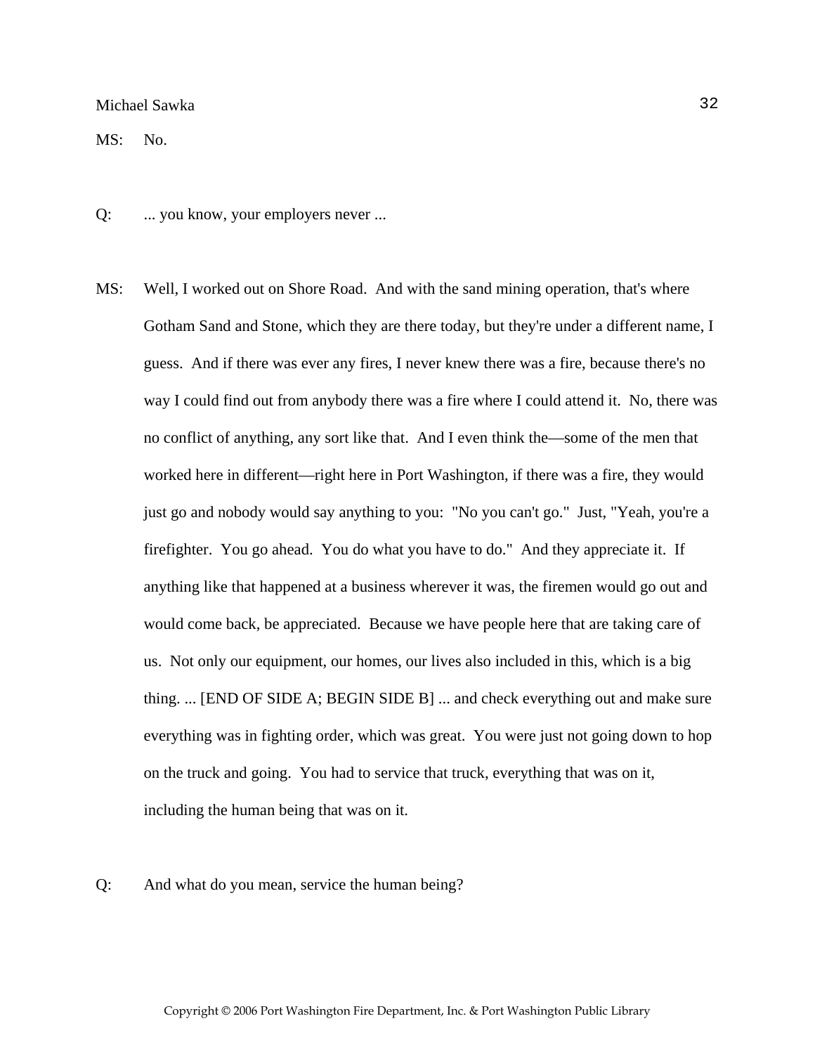MS: No.

Q: ... you know, your employers never ...

MS: Well, I worked out on Shore Road. And with the sand mining operation, that's where Gotham Sand and Stone, which they are there today, but they're under a different name, I guess. And if there was ever any fires, I never knew there was a fire, because there's no way I could find out from anybody there was a fire where I could attend it. No, there was no conflict of anything, any sort like that. And I even think the—some of the men that worked here in different—right here in Port Washington, if there was a fire, they would just go and nobody would say anything to you: "No you can't go." Just, "Yeah, you're a firefighter. You go ahead. You do what you have to do." And they appreciate it. If anything like that happened at a business wherever it was, the firemen would go out and would come back, be appreciated. Because we have people here that are taking care of us. Not only our equipment, our homes, our lives also included in this, which is a big thing. ... [END OF SIDE A; BEGIN SIDE B] ... and check everything out and make sure everything was in fighting order, which was great. You were just not going down to hop on the truck and going. You had to service that truck, everything that was on it, including the human being that was on it.

Q: And what do you mean, service the human being?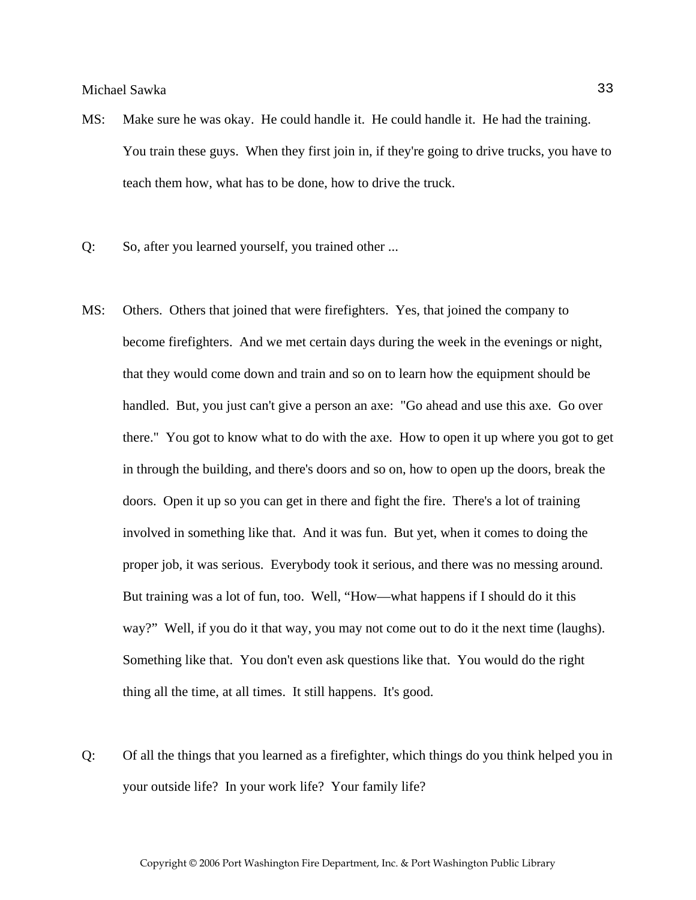MS: Make sure he was okay. He could handle it. He could handle it. He had the training. You train these guys. When they first join in, if they're going to drive trucks, you have to teach them how, what has to be done, how to drive the truck.

Q: So, after you learned yourself, you trained other ...

MS: Others. Others that joined that were firefighters. Yes, that joined the company to become firefighters. And we met certain days during the week in the evenings or night, that they would come down and train and so on to learn how the equipment should be handled. But, you just can't give a person an axe: "Go ahead and use this axe. Go over there." You got to know what to do with the axe. How to open it up where you got to get in through the building, and there's doors and so on, how to open up the doors, break the doors. Open it up so you can get in there and fight the fire. There's a lot of training involved in something like that. And it was fun. But yet, when it comes to doing the proper job, it was serious. Everybody took it serious, and there was no messing around. But training was a lot of fun, too. Well, "How—what happens if I should do it this way?" Well, if you do it that way, you may not come out to do it the next time (laughs). Something like that. You don't even ask questions like that. You would do the right thing all the time, at all times. It still happens. It's good.

Q: Of all the things that you learned as a firefighter, which things do you think helped you in your outside life? In your work life? Your family life?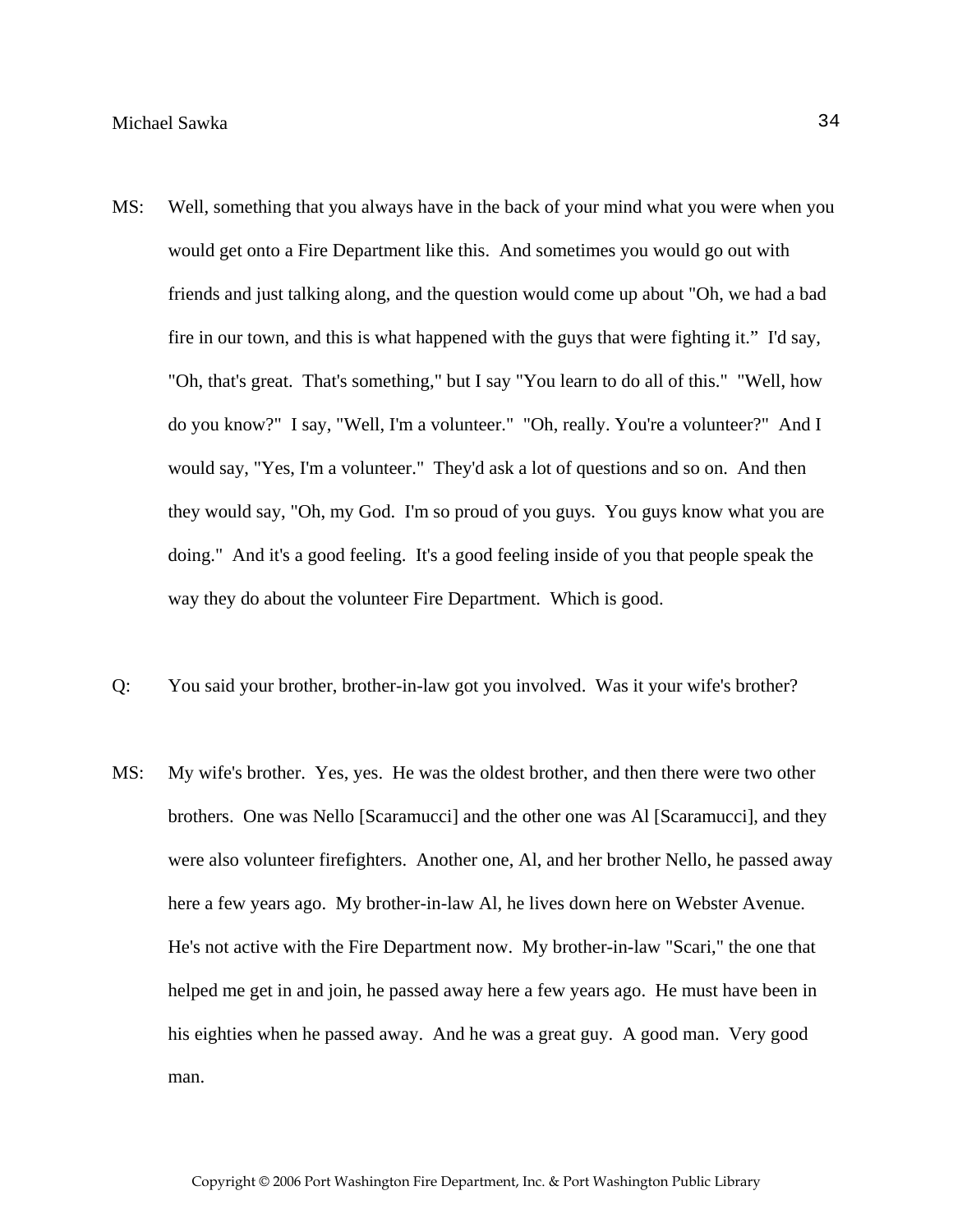MS: Well, something that you always have in the back of your mind what you were when you would get onto a Fire Department like this. And sometimes you would go out with friends and just talking along, and the question would come up about "Oh, we had a bad fire in our town, and this is what happened with the guys that were fighting it." I'd say, "Oh, that's great. That's something," but I say "You learn to do all of this." "Well, how do you know?" I say, "Well, I'm a volunteer." "Oh, really. You're a volunteer?" And I would say, "Yes, I'm a volunteer." They'd ask a lot of questions and so on. And then they would say, "Oh, my God. I'm so proud of you guys. You guys know what you are doing." And it's a good feeling. It's a good feeling inside of you that people speak the way they do about the volunteer Fire Department. Which is good.

Q: You said your brother, brother-in-law got you involved. Was it your wife's brother?

MS: My wife's brother. Yes, yes. He was the oldest brother, and then there were two other brothers. One was Nello [Scaramucci] and the other one was Al [Scaramucci], and they were also volunteer firefighters. Another one, Al, and her brother Nello, he passed away here a few years ago. My brother-in-law Al, he lives down here on Webster Avenue. He's not active with the Fire Department now. My brother-in-law "Scari," the one that helped me get in and join, he passed away here a few years ago. He must have been in his eighties when he passed away. And he was a great guy. A good man. Very good man.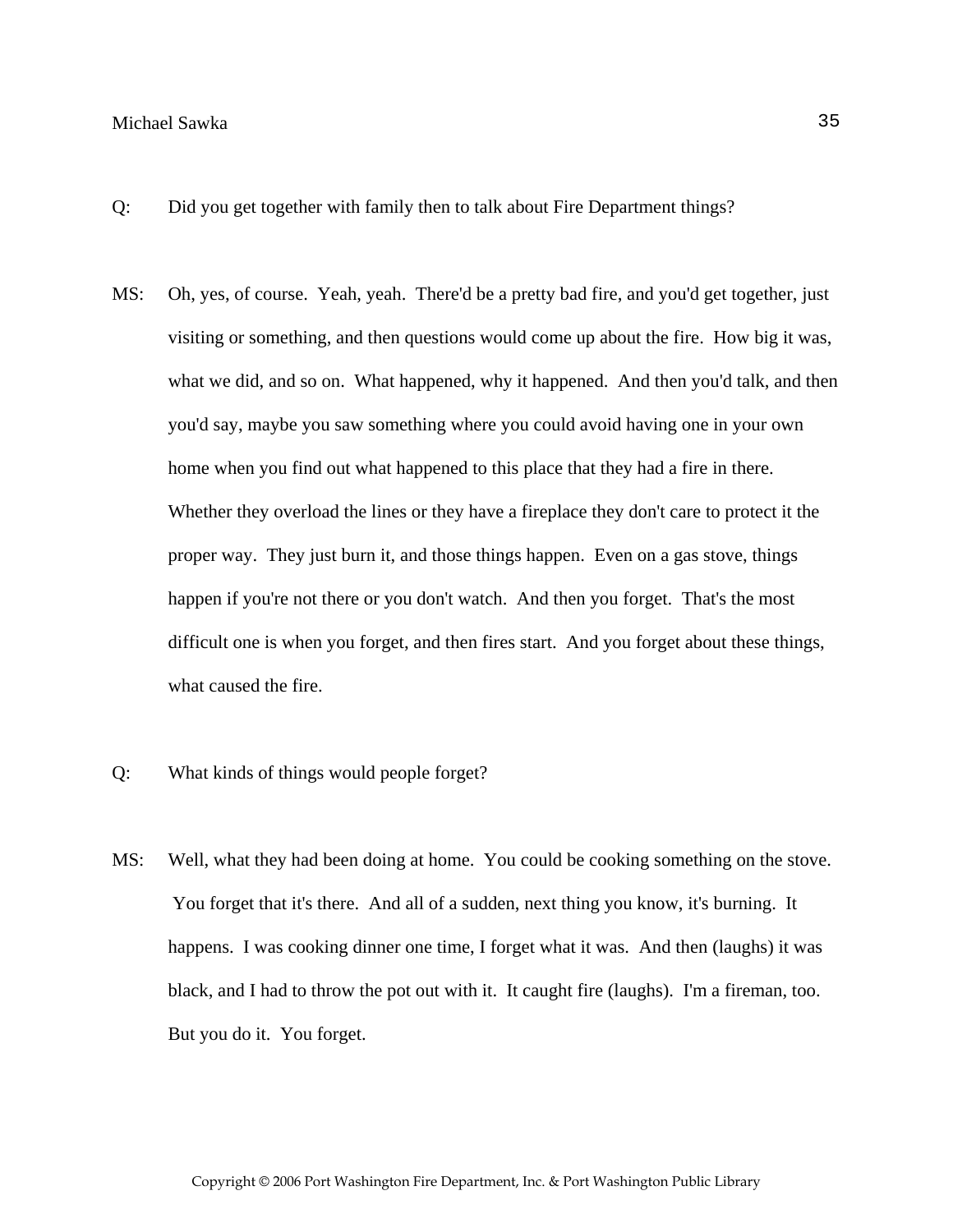Q: Did you get together with family then to talk about Fire Department things?

MS: Oh, yes, of course. Yeah, yeah. There'd be a pretty bad fire, and you'd get together, just visiting or something, and then questions would come up about the fire. How big it was, what we did, and so on. What happened, why it happened. And then you'd talk, and then you'd say, maybe you saw something where you could avoid having one in your own home when you find out what happened to this place that they had a fire in there. Whether they overload the lines or they have a fireplace they don't care to protect it the proper way. They just burn it, and those things happen. Even on a gas stove, things happen if you're not there or you don't watch. And then you forget. That's the most difficult one is when you forget, and then fires start. And you forget about these things, what caused the fire.

Q: What kinds of things would people forget?

MS: Well, what they had been doing at home. You could be cooking something on the stove. You forget that it's there. And all of a sudden, next thing you know, it's burning. It happens. I was cooking dinner one time, I forget what it was. And then (laughs) it was black, and I had to throw the pot out with it. It caught fire (laughs). I'm a fireman, too. But you do it. You forget.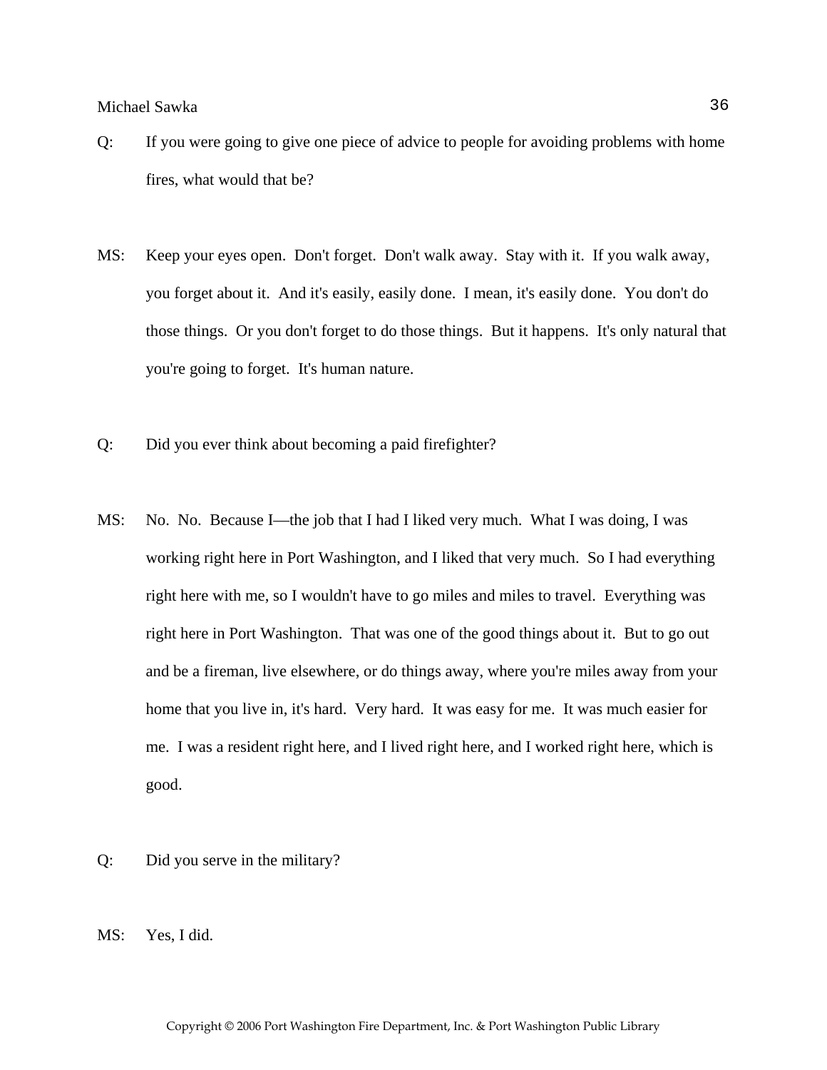Q: If you were going to give one piece of advice to people for avoiding problems with home fires, what would that be?

MS: Keep your eyes open. Don't forget. Don't walk away. Stay with it. If you walk away, you forget about it. And it's easily, easily done. I mean, it's easily done. You don't do those things. Or you don't forget to do those things. But it happens. It's only natural that you're going to forget. It's human nature.

Q: Did you ever think about becoming a paid firefighter?

MS: No. No. Because I—the job that I had I liked very much. What I was doing, I was working right here in Port Washington, and I liked that very much. So I had everything right here with me, so I wouldn't have to go miles and miles to travel. Everything was right here in Port Washington. That was one of the good things about it. But to go out and be a fireman, live elsewhere, or do things away, where you're miles away from your home that you live in, it's hard. Very hard. It was easy for me. It was much easier for me. I was a resident right here, and I lived right here, and I worked right here, which is good.

Q: Did you serve in the military?

MS: Yes, I did.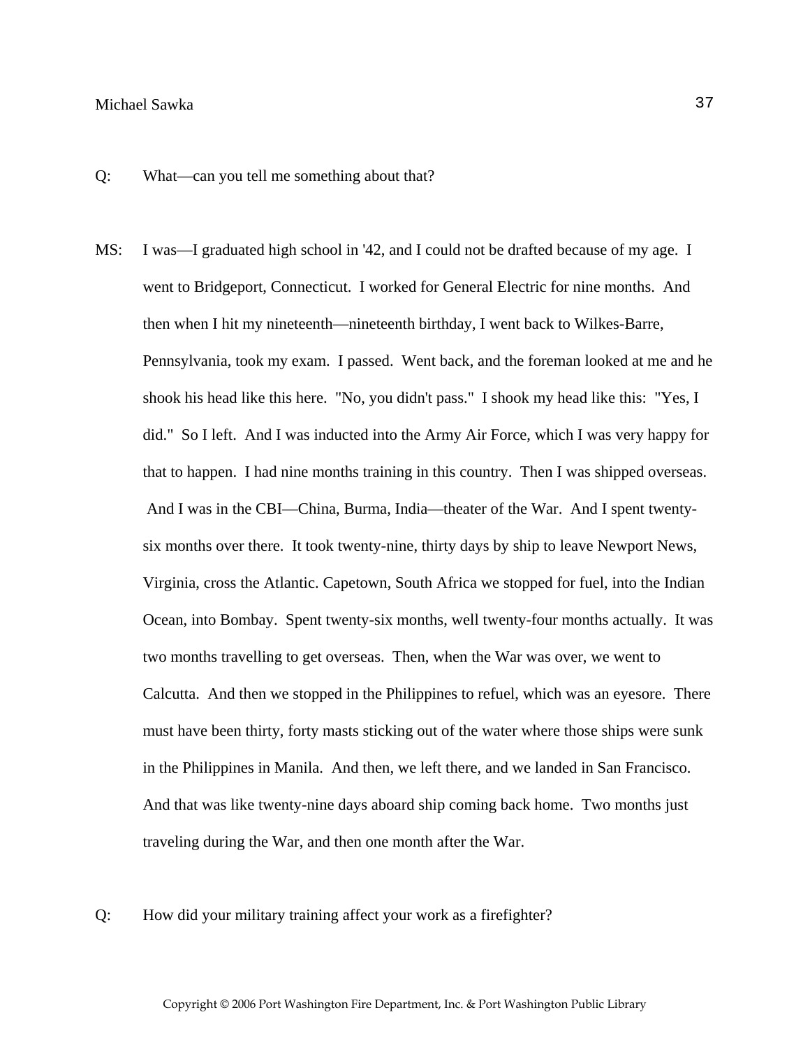Q: What—can you tell me something about that?

MS: I was—I graduated high school in '42, and I could not be drafted because of my age. I went to Bridgeport, Connecticut. I worked for General Electric for nine months. And then when I hit my nineteenth—nineteenth birthday, I went back to Wilkes-Barre, Pennsylvania, took my exam. I passed. Went back, and the foreman looked at me and he shook his head like this here. "No, you didn't pass." I shook my head like this: "Yes, I did." So I left. And I was inducted into the Army Air Force, which I was very happy for that to happen. I had nine months training in this country. Then I was shipped overseas. And I was in the CBI—China, Burma, India—theater of the War. And I spent twenty-six months over there. It took twenty-nine, thirty days by ship to leave Newport News, Virginia, cross the Atlantic. Capetown, South Africa we stopped for fuel, into the Indian Ocean, into Bombay. Spent twenty-six months, well twenty-four months actually. It was two months travelling to get overseas. Then, when the War was over, we went to Calcutta. And then we stopped in the Philippines to refuel, which was an eyesore. There must have been thirty, forty masts sticking out of the water where those ships were sunk in the Philippines in Manila. And then, we left there, and we landed in San Francisco. And that was like twenty-nine days aboard ship coming back home. Two months just traveling during the War, and then one month after the War.

Q: How did your military training affect your work as a firefighter?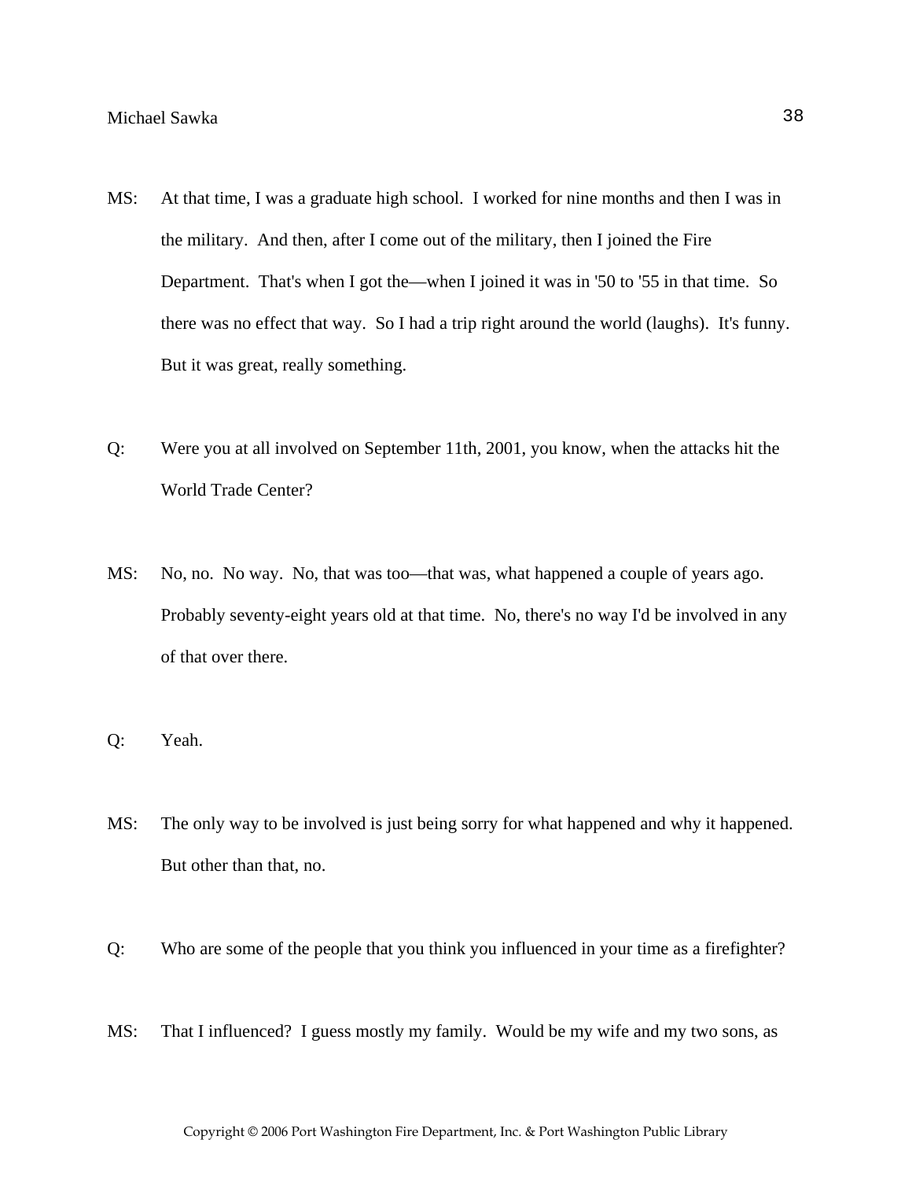MS: At that time, I was a graduate high school. I worked for nine months and then I was in the military. And then, after I come out of the military, then I joined the Fire Department. That's when I got the—when I joined it was in '50 to '55 in that time. So there was no effect that way. So I had a trip right around the world (laughs). It's funny. But it was great, really something.

Q: Were you at all involved on September 11th, 2001, you know, when the attacks hit the World Trade Center?

MS: No, no. No way. No, that was too—that was, what happened a couple of years ago. Probably seventy-eight years old at that time. No, there's no way I'd be involved in any of that over there.

Q: Yeah.

MS: The only way to be involved is just being sorry for what happened and why it happened. But other than that, no.

Q: Who are some of the people that you think you influenced in your time as a firefighter?

MS: That I influenced? I guess mostly my family. Would be my wife and my two sons, as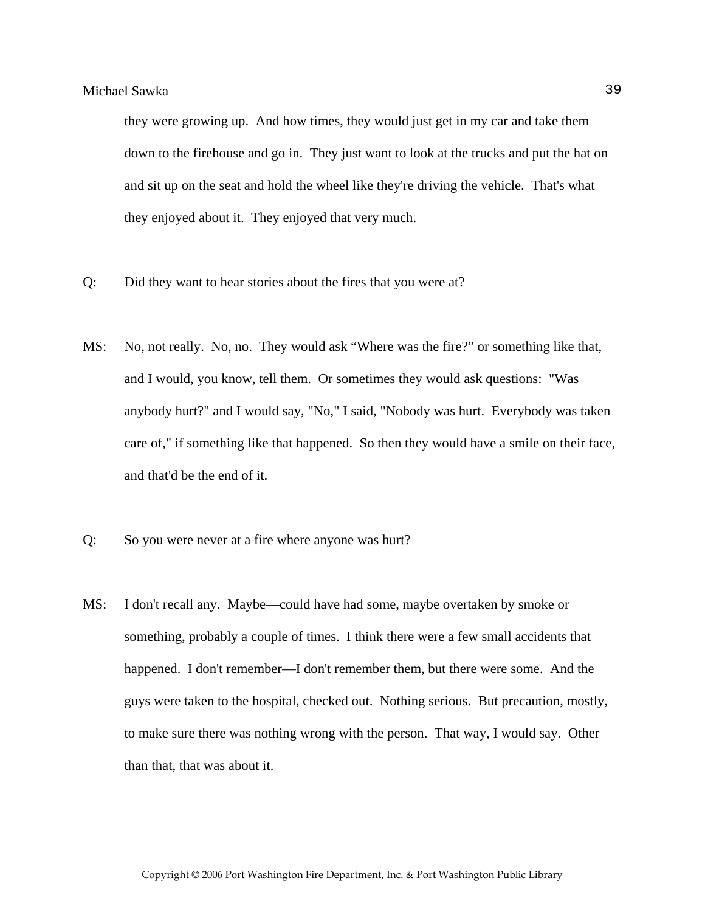they were growing up. And how times, they would just get in my car and take them down to the firehouse and go in. They just want to look at the trucks and put the hat on and sit up on the seat and hold the wheel like they're driving the vehicle. That's what they enjoyed about it. They enjoyed that very much.

Q: Did they want to hear stories about the fires that you were at?

MS: No, not really. No, no. They would ask "Where was the fire?" or something like that, and I would, you know, tell them. Or sometimes they would ask questions: "Was anybody hurt?" and I would say, "No," I said, "Nobody was hurt. Everybody was taken care of," if something like that happened. So then they would have a smile on their face, and that'd be the end of it.

Q: So you were never at a fire where anyone was hurt?

MS: I don't recall any. Maybe—could have had some, maybe overtaken by smoke or something, probably a couple of times. I think there were a few small accidents that happened. I don't remember—I don't remember them, but there were some. And the guys were taken to the hospital, checked out. Nothing serious. But precaution, mostly, to make sure there was nothing wrong with the person. That way, I would say. Other than that, that was about it.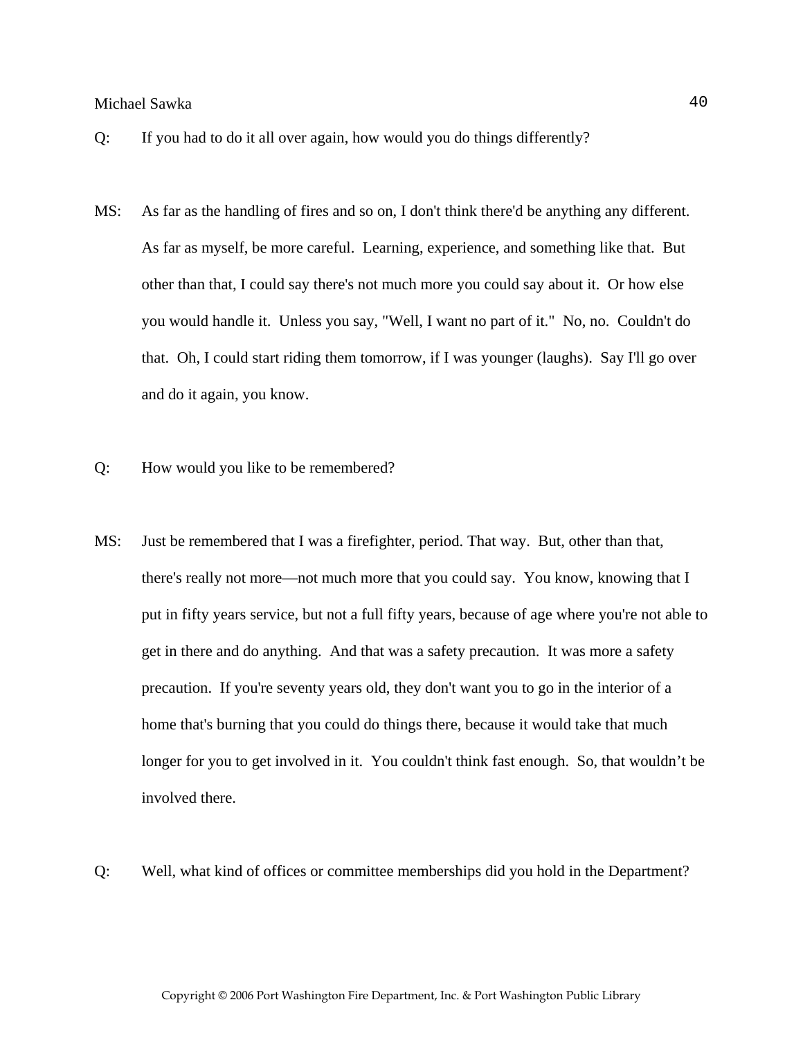Q: If you had to do it all over again, how would you do things differently?

MS: As far as the handling of fires and so on, I don't think there'd be anything any different. As far as myself, be more careful. Learning, experience, and something like that. But other than that, I could say there's not much more you could say about it. Or how else you would handle it. Unless you say, "Well, I want no part of it." No, no. Couldn't do that. Oh, I could start riding them tomorrow, if I was younger (laughs). Say I'll go over and do it again, you know.

Q: How would you like to be remembered?

MS: Just be remembered that I was a firefighter, period. That way. But, other than that, there's really not more—not much more that you could say. You know, knowing that I put in fifty years service, but not a full fifty years, because of age where you're not able to get in there and do anything. And that was a safety precaution. It was more a safety precaution. If you're seventy years old, they don't want you to go in the interior of a home that's burning that you could do things there, because it would take that much longer for you to get involved in it. You couldn't think fast enough. So, that wouldn't be involved there.

Q: Well, what kind of offices or committee memberships did you hold in the Department?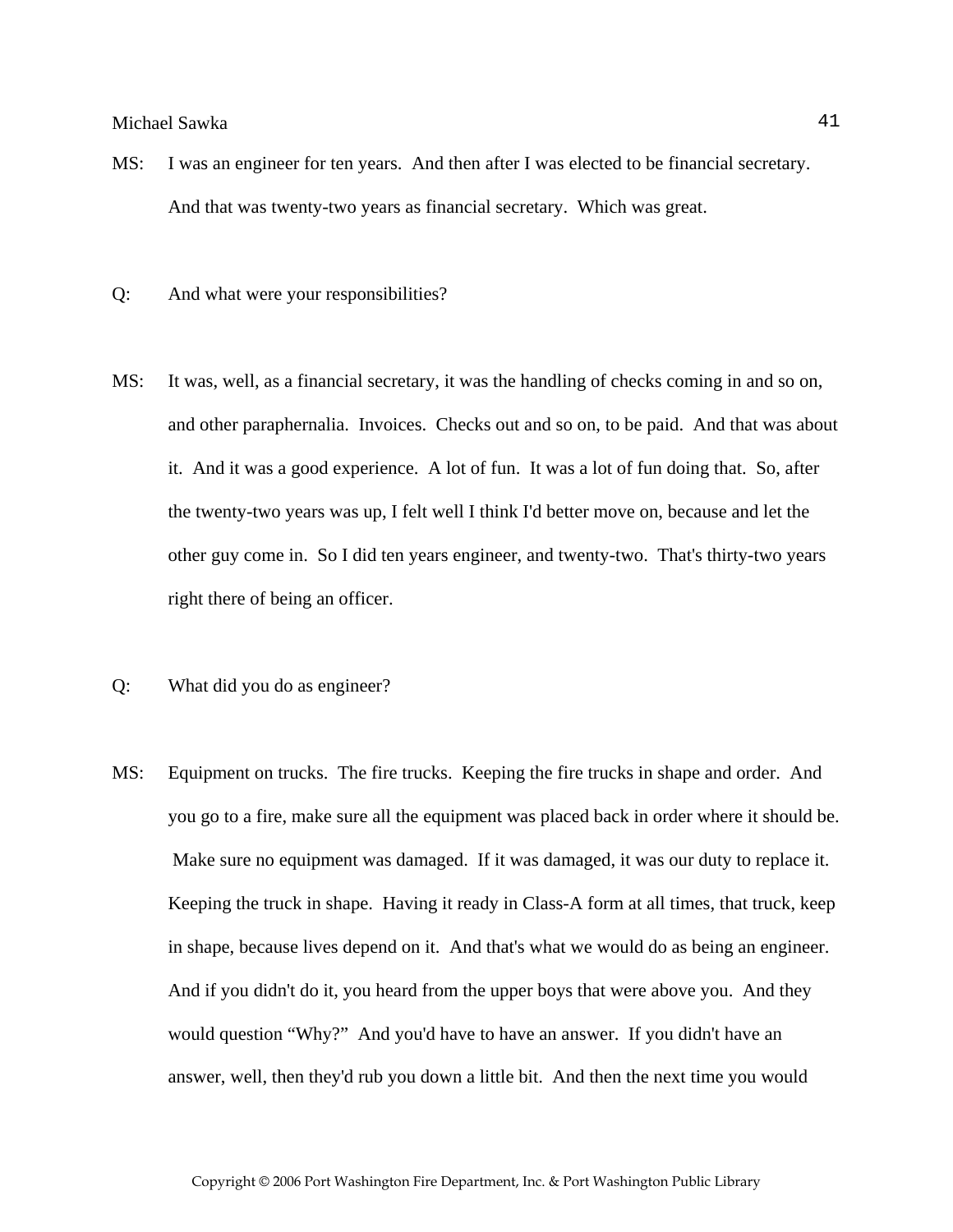MS: I was an engineer for ten years. And then after I was elected to be financial secretary. And that was twenty-two years as financial secretary. Which was great.

Q: And what were your responsibilities?

MS: It was, well, as a financial secretary, it was the handling of checks coming in and so on, and other paraphernalia. Invoices. Checks out and so on, to be paid. And that was about it. And it was a good experience. A lot of fun. It was a lot of fun doing that. So, after the twenty-two years was up, I felt well I think I'd better move on, because and let the other guy come in. So I did ten years engineer, and twenty-two. That's thirty-two years right there of being an officer.

Q: What did you do as engineer?

MS: Equipment on trucks. The fire trucks. Keeping the fire trucks in shape and order. And you go to a fire, make sure all the equipment was placed back in order where it should be. Make sure no equipment was damaged. If it was damaged, it was our duty to replace it. Keeping the truck in shape. Having it ready in Class-A form at all times, that truck, keep in shape, because lives depend on it. And that's what we would do as being an engineer. And if you didn't do it, you heard from the upper boys that were above you. And they would question "Why?" And you'd have to have an answer. If you didn't have an answer, well, then they'd rub you down a little bit. And then the next time you would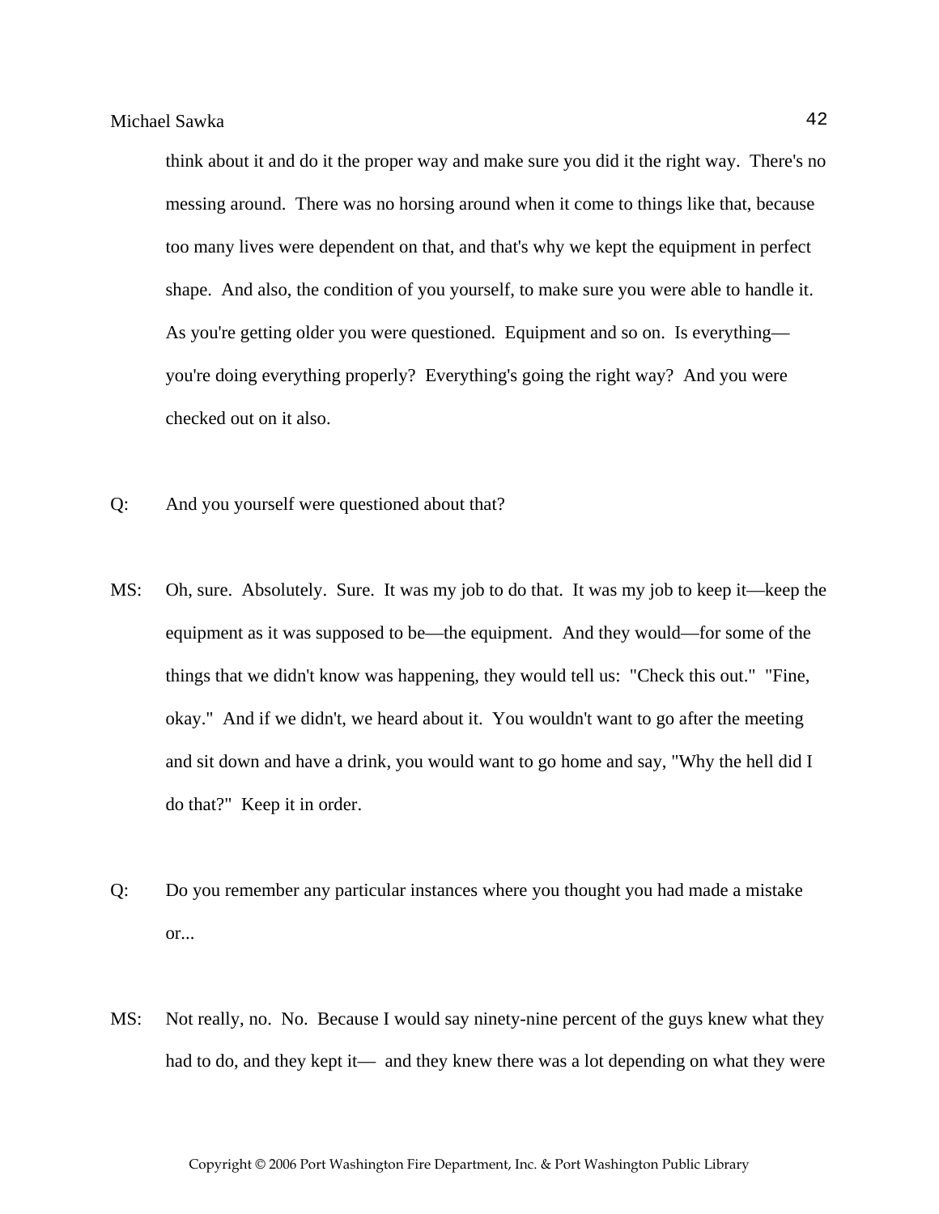think about it and do it the proper way and make sure you did it the right way. There's no messing around. There was no horsing around when it come to things like that, because too many lives were dependent on that, and that's why we kept the equipment in perfect shape. And also, the condition of you yourself, to make sure you were able to handle it. As you're getting older you were questioned. Equipment and so on. Is everything—you're doing everything properly? Everything's going the right way? And you were checked out on it also.

Q: And you yourself were questioned about that?

MS: Oh, sure. Absolutely. Sure. It was my job to do that. It was my job to keep it—keep the equipment as it was supposed to be—the equipment. And they would—for some of the things that we didn't know was happening, they would tell us: "Check this out." "Fine, okay." And if we didn't, we heard about it. You wouldn't want to go after the meeting and sit down and have a drink, you would want to go home and say, "Why the hell did I do that?" Keep it in order.

Q: Do you remember any particular instances where you thought you had made a mistake or...

MS: Not really, no. No. Because I would say ninety-nine percent of the guys knew what they had to do, and they kept it— and they knew there was a lot depending on what they were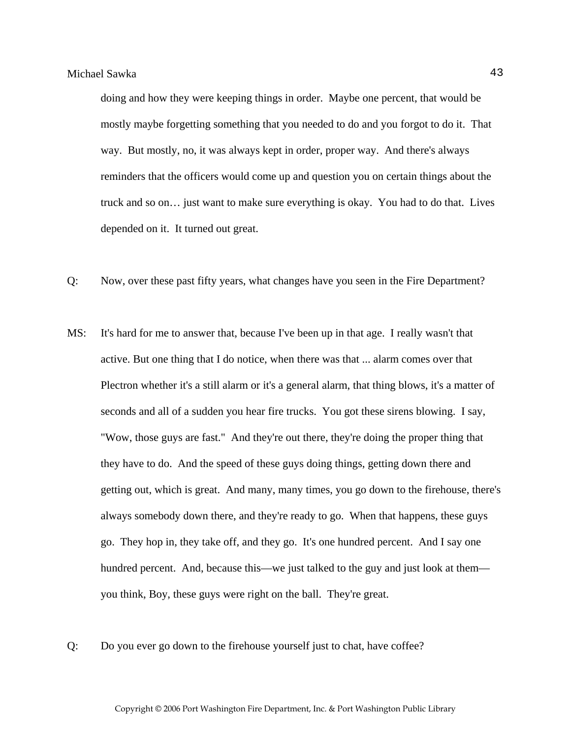doing and how they were keeping things in order. Maybe one percent, that would be mostly maybe forgetting something that you needed to do and you forgot to do it. That way. But mostly, no, it was always kept in order, proper way. And there's always reminders that the officers would come up and question you on certain things about the truck and so on… just want to make sure everything is okay. You had to do that. Lives depended on it. It turned out great.

Q: Now, over these past fifty years, what changes have you seen in the Fire Department?

MS: It's hard for me to answer that, because I've been up in that age. I really wasn't that active. But one thing that I do notice, when there was that ... alarm comes over that Plectron whether it's a still alarm or it's a general alarm, that thing blows, it's a matter of seconds and all of a sudden you hear fire trucks. You got these sirens blowing. I say, "Wow, those guys are fast." And they're out there, they're doing the proper thing that they have to do. And the speed of these guys doing things, getting down there and getting out, which is great. And many, many times, you go down to the firehouse, there's always somebody down there, and they're ready to go. When that happens, these guys go. They hop in, they take off, and they go. It's one hundred percent. And I say one hundred percent. And, because this—we just talked to the guy and just look at them—you think, Boy, these guys were right on the ball. They're great.

Q: Do you ever go down to the firehouse yourself just to chat, have coffee?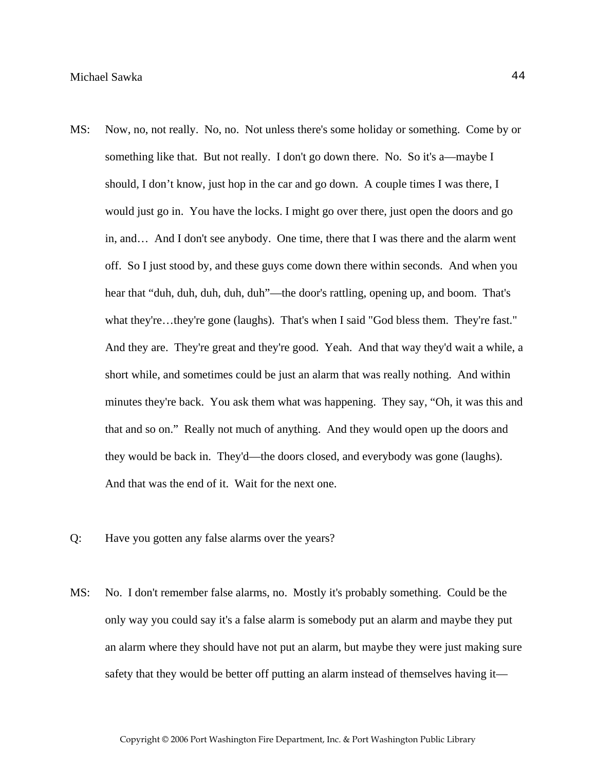MS: Now, no, not really. No, no. Not unless there's some holiday or something. Come by or something like that. But not really. I don't go down there. No. So it's a—maybe I should, I don’t know, just hop in the car and go down. A couple times I was there, I would just go in. You have the locks. I might go over there, just open the doors and go in, and… And I don't see anybody. One time, there that I was there and the alarm went off. So I just stood by, and these guys come down there within seconds. And when you hear that “duh, duh, duh, duh, duh”—the door's rattling, opening up, and boom. That's what they're…they're gone (laughs). That's when I said "God bless them. They're fast." And they are. They're great and they're good. Yeah. And that way they'd wait a while, a short while, and sometimes could be just an alarm that was really nothing. And within minutes they're back. You ask them what was happening. They say, “Oh, it was this and that and so on.” Really not much of anything. And they would open up the doors and they would be back in. They'd—the doors closed, and everybody was gone (laughs). And that was the end of it. Wait for the next one.

Q: Have you gotten any false alarms over the years?

MS: No. I don't remember false alarms, no. Mostly it's probably something. Could be the only way you could say it's a false alarm is somebody put an alarm and maybe they put an alarm where they should have not put an alarm, but maybe they were just making sure safety that they would be better off putting an alarm instead of themselves having it—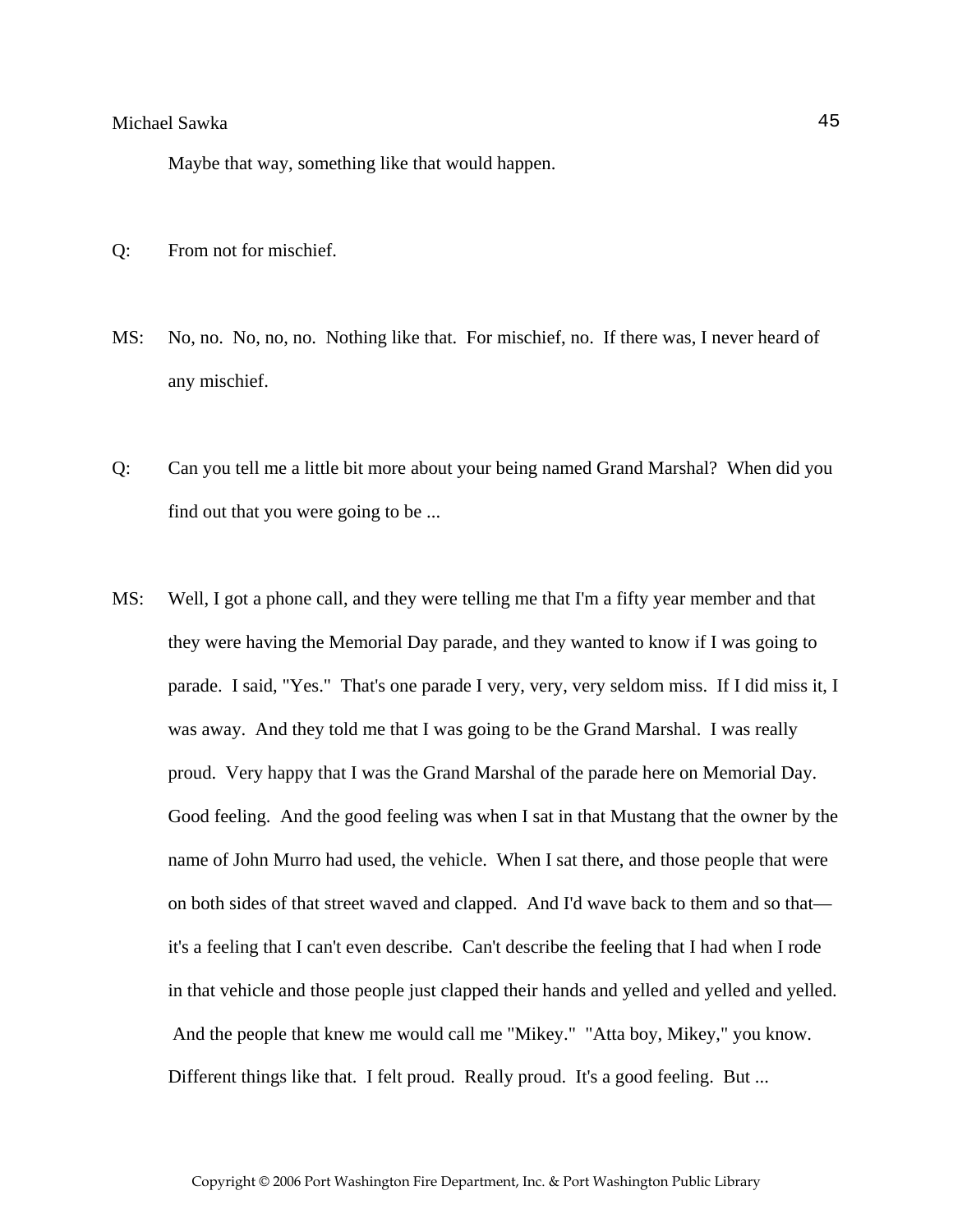Maybe that way, something like that would happen.

Q: From not for mischief.

MS: No, no. No, no, no. Nothing like that. For mischief, no. If there was, I never heard of any mischief.

Q: Can you tell me a little bit more about your being named Grand Marshal? When did you find out that you were going to be ...

MS: Well, I got a phone call, and they were telling me that I'm a fifty year member and that they were having the Memorial Day parade, and they wanted to know if I was going to parade. I said, "Yes." That's one parade I very, very, very seldom miss. If I did miss it, I was away. And they told me that I was going to be the Grand Marshal. I was really proud. Very happy that I was the Grand Marshal of the parade here on Memorial Day. Good feeling. And the good feeling was when I sat in that Mustang that the owner by the name of John Murro had used, the vehicle. When I sat there, and those people that were on both sides of that street waved and clapped. And I'd wave back to them and so that—it's a feeling that I can't even describe. Can't describe the feeling that I had when I rode in that vehicle and those people just clapped their hands and yelled and yelled and yelled. And the people that knew me would call me "Mikey." "Atta boy, Mikey," you know. Different things like that. I felt proud. Really proud. It's a good feeling. But ...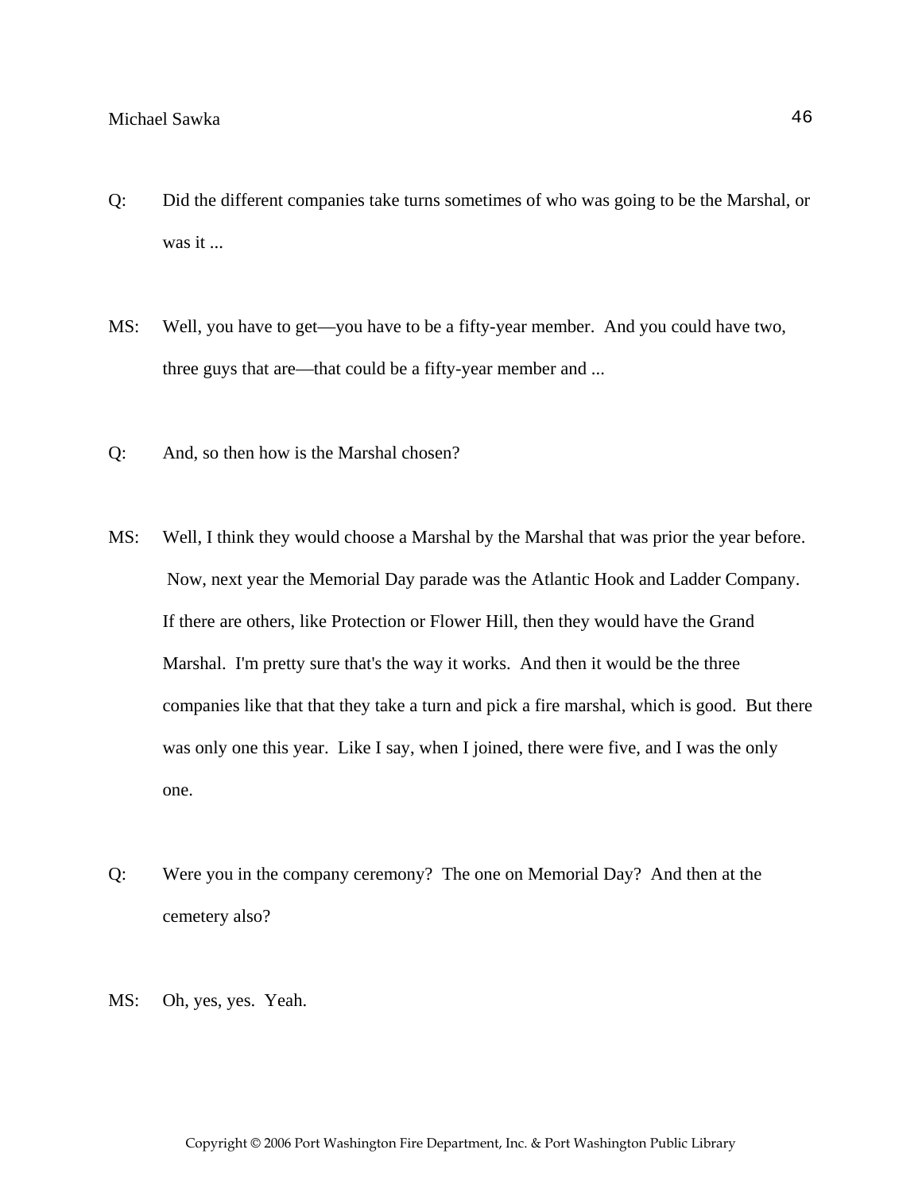Q: Did the different companies take turns sometimes of who was going to be the Marshal, or was it ...

MS: Well, you have to get—you have to be a fifty-year member. And you could have two, three guys that are—that could be a fifty-year member and ...

Q: And, so then how is the Marshal chosen?

MS: Well, I think they would choose a Marshal by the Marshal that was prior the year before. Now, next year the Memorial Day parade was the Atlantic Hook and Ladder Company. If there are others, like Protection or Flower Hill, then they would have the Grand Marshal. I'm pretty sure that's the way it works. And then it would be the three companies like that that they take a turn and pick a fire marshal, which is good. But there was only one this year. Like I say, when I joined, there were five, and I was the only one.

Q: Were you in the company ceremony? The one on Memorial Day? And then at the cemetery also?

MS: Oh, yes, yes. Yeah.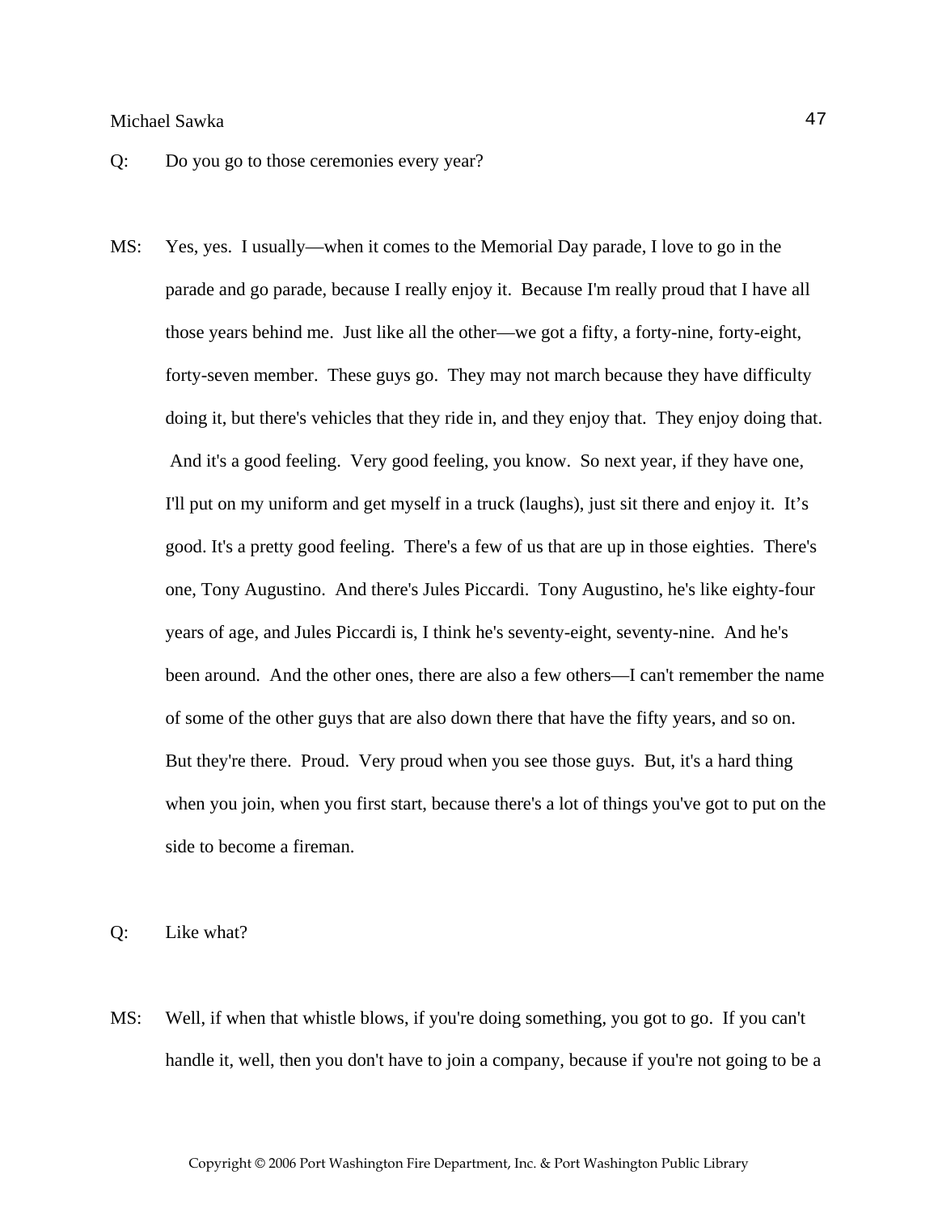Q: Do you go to those ceremonies every year?

MS: Yes, yes. I usually—when it comes to the Memorial Day parade, I love to go in the parade and go parade, because I really enjoy it. Because I'm really proud that I have all those years behind me. Just like all the other—we got a fifty, a forty-nine, forty-eight, forty-seven member. These guys go. They may not march because they have difficulty doing it, but there's vehicles that they ride in, and they enjoy that. They enjoy doing that. And it's a good feeling. Very good feeling, you know. So next year, if they have one, I'll put on my uniform and get myself in a truck (laughs), just sit there and enjoy it. It's good. It's a pretty good feeling. There's a few of us that are up in those eighties. There's one, Tony Augustino. And there's Jules Piccardi. Tony Augustino, he's like eighty-four years of age, and Jules Piccardi is, I think he's seventy-eight, seventy-nine. And he's been around. And the other ones, there are also a few others—I can't remember the name of some of the other guys that are also down there that have the fifty years, and so on. But they're there. Proud. Very proud when you see those guys. But, it's a hard thing when you join, when you first start, because there's a lot of things you've got to put on the side to become a fireman.

Q: Like what?

MS: Well, if when that whistle blows, if you're doing something, you got to go. If you can't handle it, well, then you don't have to join a company, because if you're not going to be a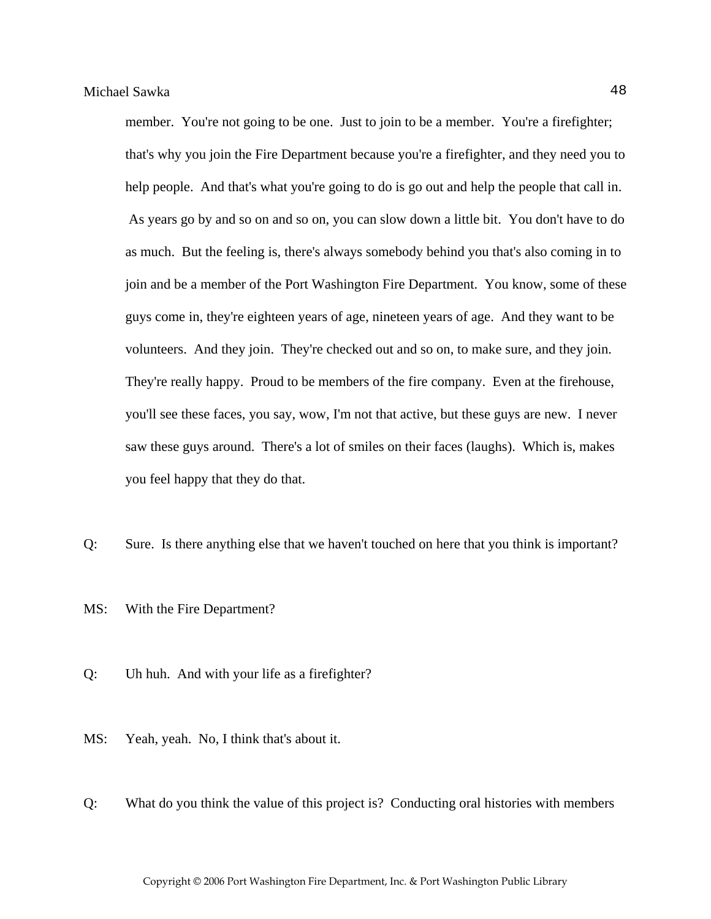member. You're not going to be one. Just to join to be a member. You're a firefighter; that's why you join the Fire Department because you're a firefighter, and they need you to help people. And that's what you're going to do is go out and help the people that call in. As years go by and so on and so on, you can slow down a little bit. You don't have to do as much. But the feeling is, there's always somebody behind you that's also coming in to join and be a member of the Port Washington Fire Department. You know, some of these guys come in, they're eighteen years of age, nineteen years of age. And they want to be volunteers. And they join. They're checked out and so on, to make sure, and they join. They're really happy. Proud to be members of the fire company. Even at the firehouse, you'll see these faces, you say, wow, I'm not that active, but these guys are new. I never saw these guys around. There's a lot of smiles on their faces (laughs). Which is, makes you feel happy that they do that.

Q: Sure. Is there anything else that we haven't touched on here that you think is important?

MS: With the Fire Department?

Q: Uh huh. And with your life as a firefighter?

MS: Yeah, yeah. No, I think that's about it.

Q: What do you think the value of this project is? Conducting oral histories with members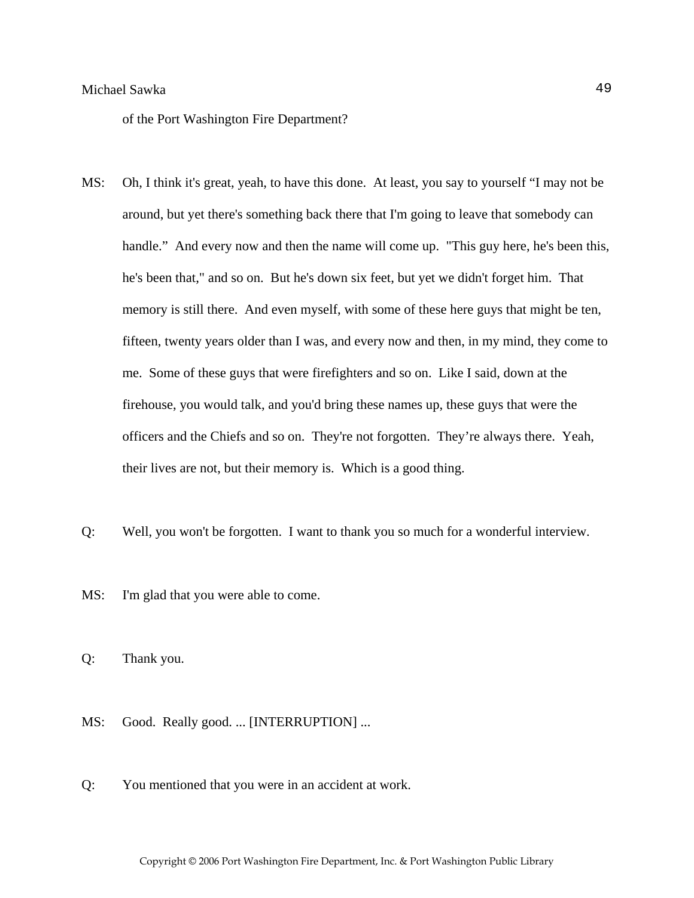of the Port Washington Fire Department?

MS: Oh, I think it's great, yeah, to have this done. At least, you say to yourself "I may not be around, but yet there's something back there that I'm going to leave that somebody can handle." And every now and then the name will come up. "This guy here, he's been this, he's been that," and so on. But he's down six feet, but yet we didn't forget him. That memory is still there. And even myself, with some of these here guys that might be ten, fifteen, twenty years older than I was, and every now and then, in my mind, they come to me. Some of these guys that were firefighters and so on. Like I said, down at the firehouse, you would talk, and you'd bring these names up, these guys that were the officers and the Chiefs and so on. They're not forgotten. They're always there. Yeah, their lives are not, but their memory is. Which is a good thing.

Q: Well, you won't be forgotten. I want to thank you so much for a wonderful interview.

MS: I'm glad that you were able to come.

Q: Thank you.

MS: Good. Really good. ... [INTERRUPTION] ...

Q: You mentioned that you were in an accident at work.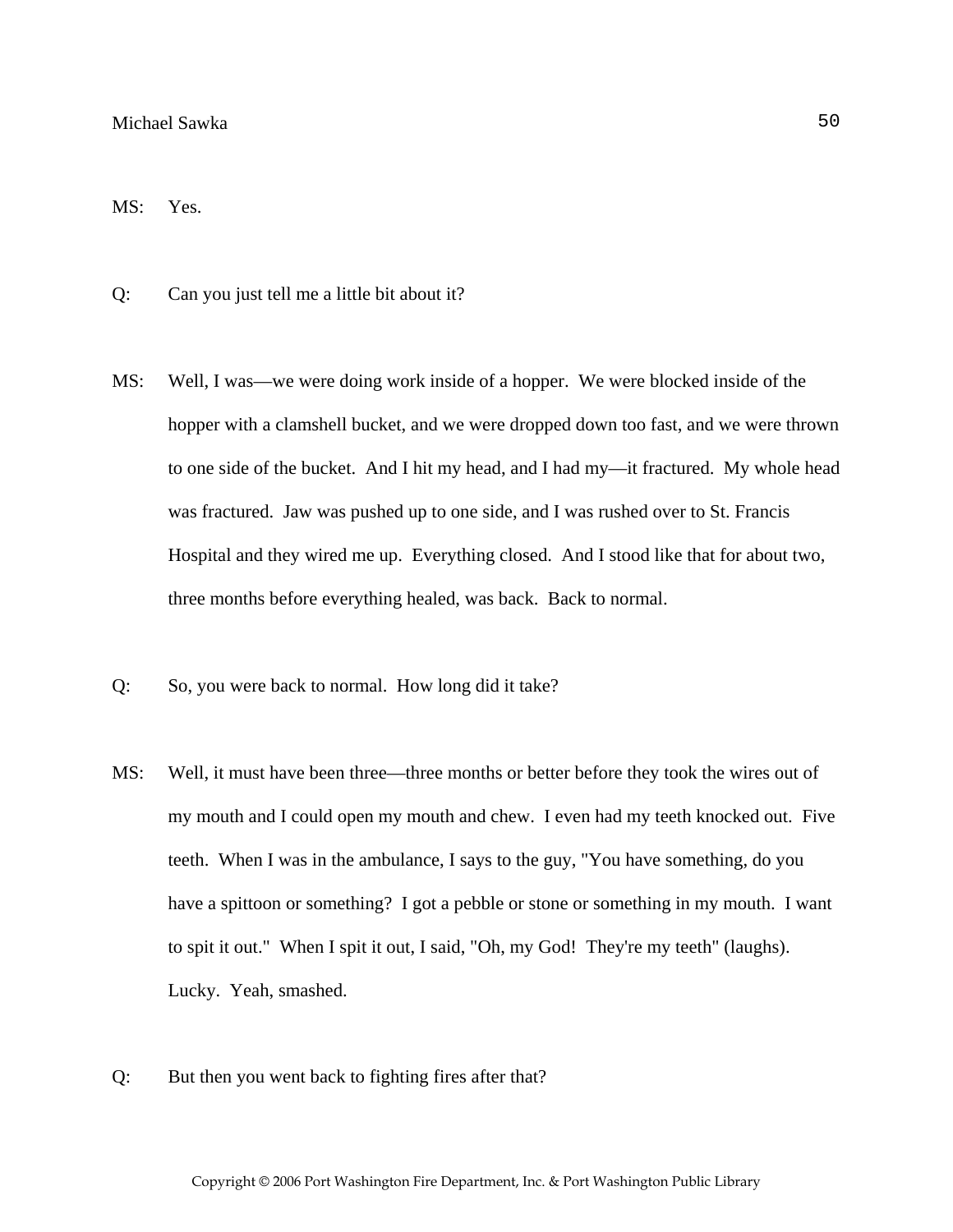MS: Yes.

Q: Can you just tell me a little bit about it?

MS: Well, I was—we were doing work inside of a hopper. We were blocked inside of the hopper with a clamshell bucket, and we were dropped down too fast, and we were thrown to one side of the bucket. And I hit my head, and I had my—it fractured. My whole head was fractured. Jaw was pushed up to one side, and I was rushed over to St. Francis Hospital and they wired me up. Everything closed. And I stood like that for about two, three months before everything healed, was back. Back to normal.

Q: So, you were back to normal. How long did it take?

MS: Well, it must have been three—three months or better before they took the wires out of my mouth and I could open my mouth and chew. I even had my teeth knocked out. Five teeth. When I was in the ambulance, I says to the guy, "You have something, do you have a spittoon or something? I got a pebble or stone or something in my mouth. I want to spit it out." When I spit it out, I said, "Oh, my God! They're my teeth" (laughs). Lucky. Yeah, smashed.

Q: But then you went back to fighting fires after that?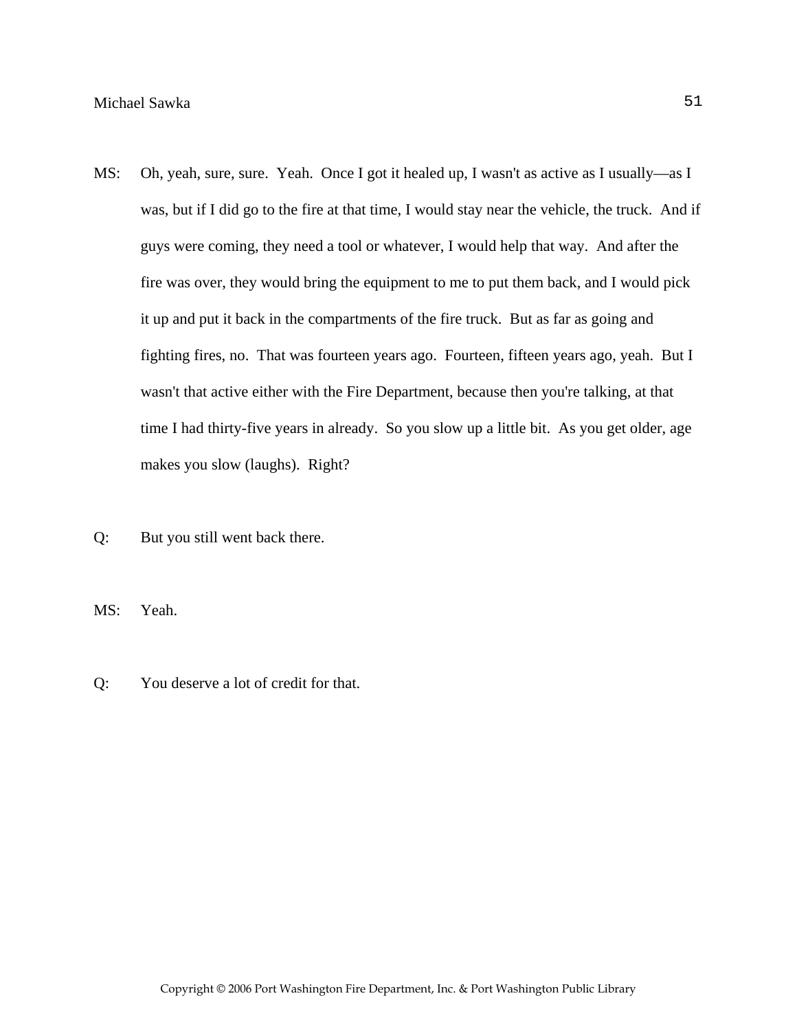MS: Oh, yeah, sure, sure. Yeah. Once I got it healed up, I wasn't as active as I usually—as I was, but if I did go to the fire at that time, I would stay near the vehicle, the truck. And if guys were coming, they need a tool or whatever, I would help that way. And after the fire was over, they would bring the equipment to me to put them back, and I would pick it up and put it back in the compartments of the fire truck. But as far as going and fighting fires, no. That was fourteen years ago. Fourteen, fifteen years ago, yeah. But I wasn't that active either with the Fire Department, because then you're talking, at that time I had thirty-five years in already. So you slow up a little bit. As you get older, age makes you slow (laughs). Right?

Q: But you still went back there.

MS: Yeah.

Q: You deserve a lot of credit for that.